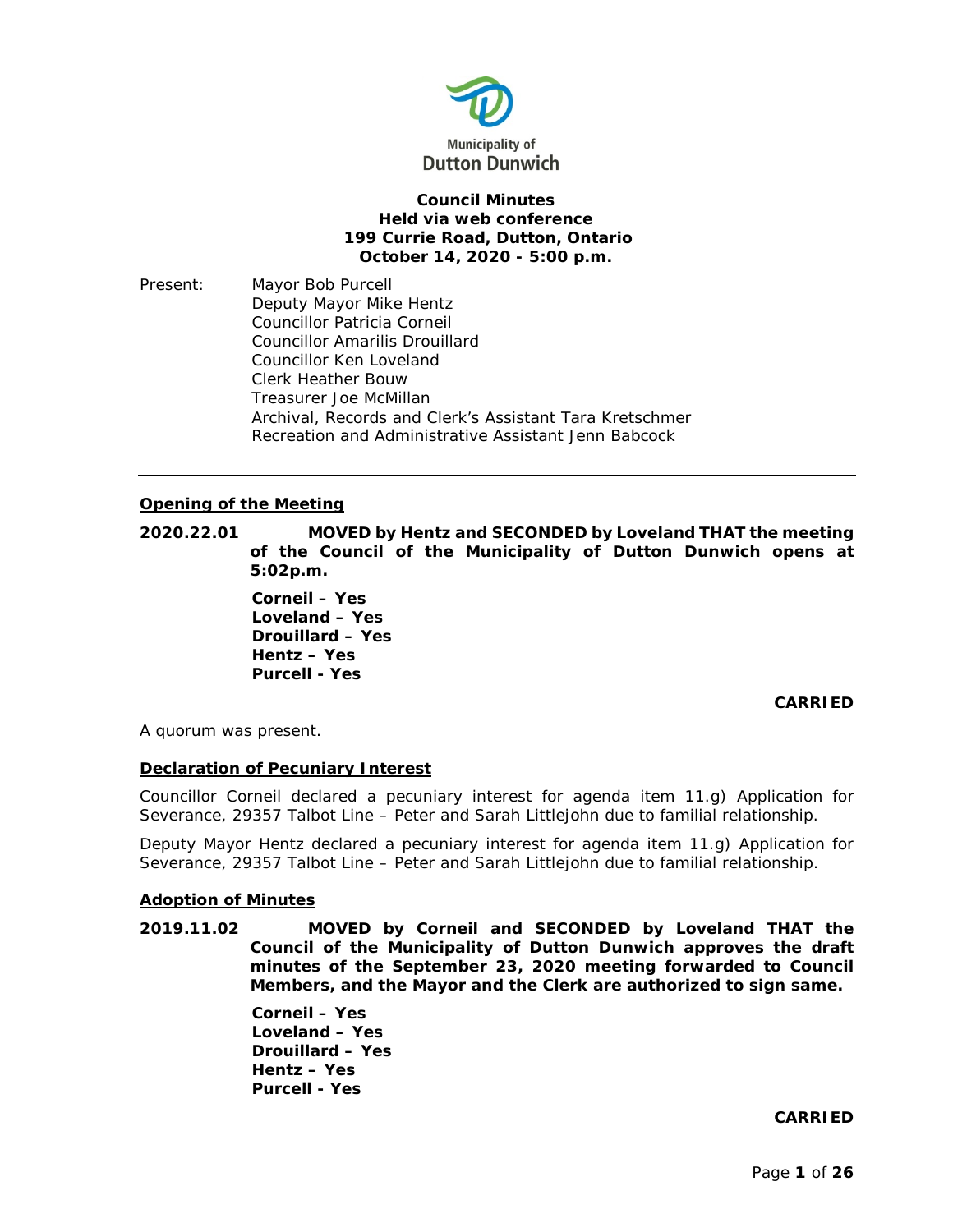Municipality of
Dutton Dunwich

**Council Minutes**
**Held via web conference**
**199 Currie Road, Dutton, Ontario**
**October 14, 2020 - 5:00 p.m.**

Present: Mayor Bob Purcell
Deputy Mayor Mike Hentz
Councillor Patricia Corneil
Councillor Amarilis Drouillard
Councillor Ken Loveland
Clerk Heather Bouw
Treasurer Joe McMillan
Archival, Records and Clerk's Assistant Tara Kretschmer
Recreation and Administrative Assistant Jenn Babcock

---

**Opening of the Meeting**

**2020.22.01** **MOVED by Hentz and SECONDED by Loveland THAT the meeting of the Council of the Municipality of Dutton Dunwich opens at 5:02p.m.**

**Corneil – Yes**
**Loveland – Yes**
**Drouillard – Yes**
**Hentz – Yes**
**Purcell - Yes**

**CARRIED**

A quorum was present.

**Declaration of Pecuniary Interest**

Councillor Corneil declared a pecuniary interest for agenda item 11.g) Application for Severance, 29357 Talbot Line – Peter and Sarah Littlejohn due to familial relationship.

Deputy Mayor Hentz declared a pecuniary interest for agenda item 11.g) Application for Severance, 29357 Talbot Line – Peter and Sarah Littlejohn due to familial relationship.

**Adoption of Minutes**

**2019.11.02** **MOVED by Corneil and SECONDED by Loveland THAT the Council of the Municipality of Dutton Dunwich approves the draft minutes of the September 23, 2020 meeting forwarded to Council Members, and the Mayor and the Clerk are authorized to sign same.**

**Corneil – Yes**
**Loveland – Yes**
**Drouillard – Yes**
**Hentz – Yes**
**Purcell - Yes**

**CARRIED**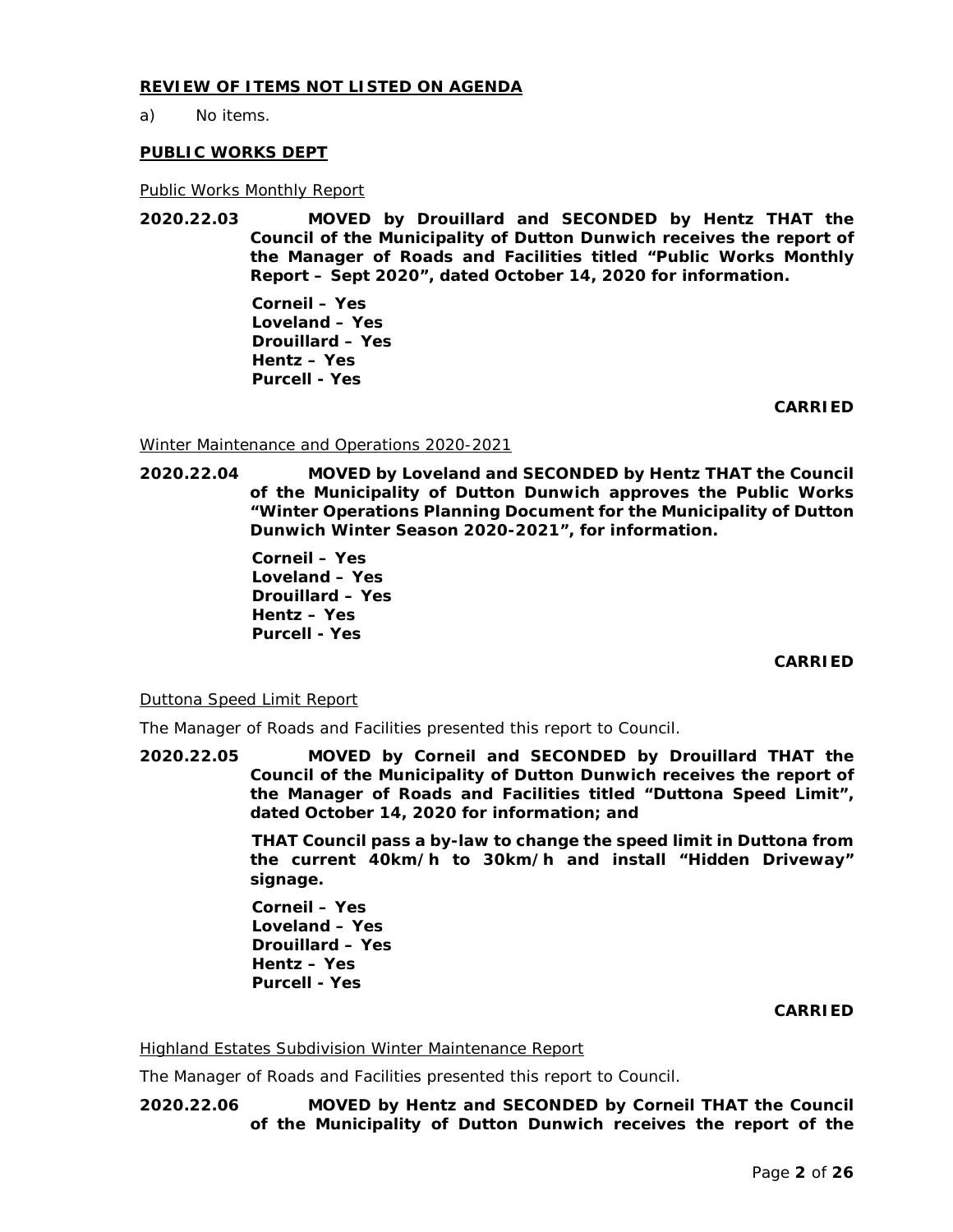**REVIEW OF ITEMS NOT LISTED ON AGENDA**

a) No items.

**PUBLIC WORKS DEPT**

Public Works Monthly Report

**2020.22.03 MOVED by Drouillard and SECONDED by Hentz THAT the Council of the Municipality of Dutton Dunwich receives the report of the Manager of Roads and Facilities titled "Public Works Monthly Report – Sept 2020", dated October 14, 2020 for information.**

**Corneil – Yes**
**Loveland – Yes**
**Drouillard – Yes**
**Hentz – Yes**
**Purcell - Yes**

**CARRIED**

Winter Maintenance and Operations 2020-2021

**2020.22.04 MOVED by Loveland and SECONDED by Hentz THAT the Council of the Municipality of Dutton Dunwich approves the Public Works "Winter Operations Planning Document for the Municipality of Dutton Dunwich Winter Season 2020-2021", for information.**

**Corneil – Yes**
**Loveland – Yes**
**Drouillard – Yes**
**Hentz – Yes**
**Purcell - Yes**

**CARRIED**

Duttona Speed Limit Report

The Manager of Roads and Facilities presented this report to Council.

**2020.22.05 MOVED by Corneil and SECONDED by Drouillard THAT the Council of the Municipality of Dutton Dunwich receives the report of the Manager of Roads and Facilities titled "Duttona Speed Limit", dated October 14, 2020 for information; and**

**THAT Council pass a by-law to change the speed limit in Duttona from the current 40km/h to 30km/h and install "Hidden Driveway" signage.**

**Corneil – Yes**
**Loveland – Yes**
**Drouillard – Yes**
**Hentz – Yes**
**Purcell - Yes**

**CARRIED**

Highland Estates Subdivision Winter Maintenance Report

The Manager of Roads and Facilities presented this report to Council.

**2020.22.06 MOVED by Hentz and SECONDED by Corneil THAT the Council of the Municipality of Dutton Dunwich receives the report of the**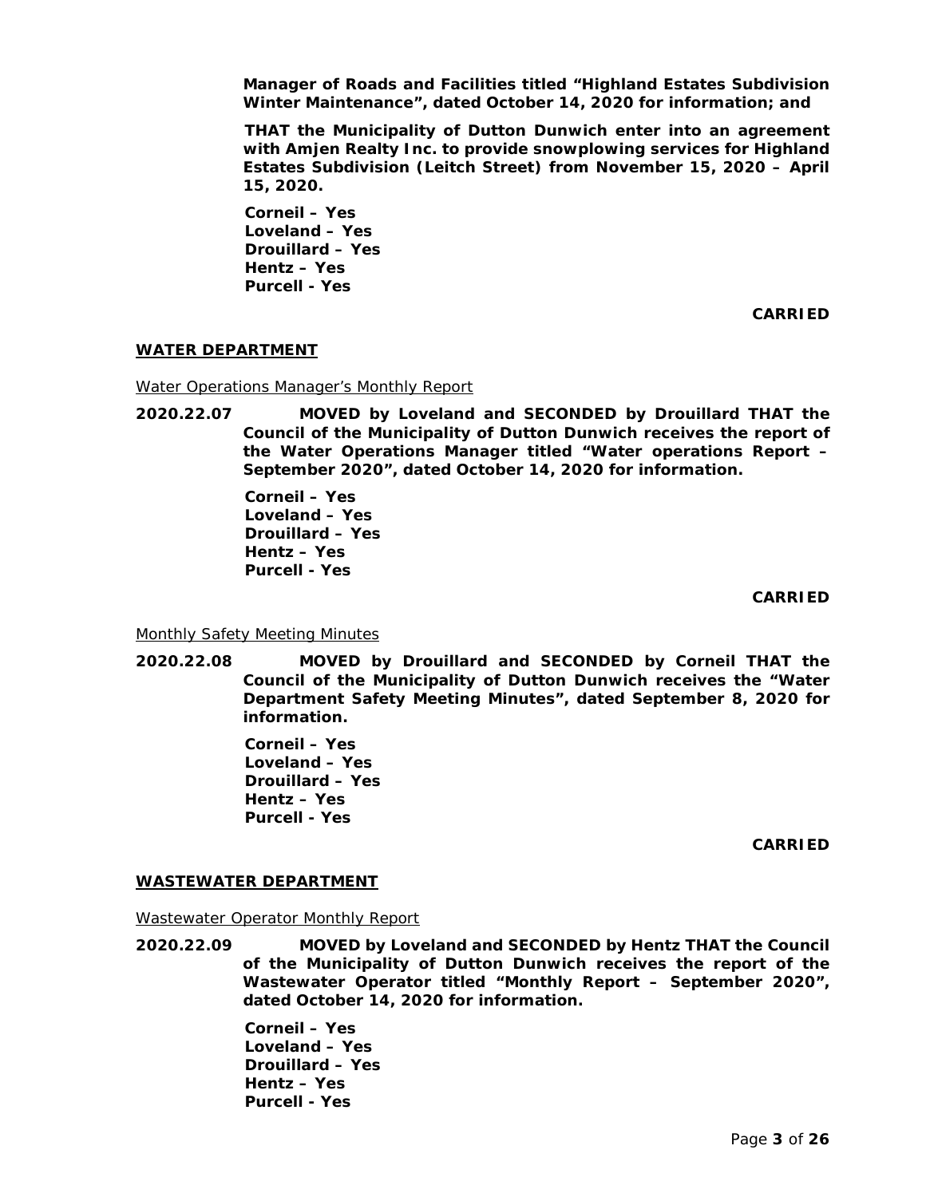**Manager of Roads and Facilities titled "Highland Estates Subdivision Winter Maintenance", dated October 14, 2020 for information; and**

**THAT the Municipality of Dutton Dunwich enter into an agreement with Amjen Realty Inc. to provide snowplowing services for Highland Estates Subdivision (Leitch Street) from November 15, 2020 – April 15, 2020.**

**Corneil – Yes**
**Loveland – Yes**
**Drouillard – Yes**
**Hentz – Yes**
**Purcell - Yes**

**CARRIED**

## WATER DEPARTMENT

Water Operations Manager's Monthly Report

**2020.22.07 MOVED by Loveland and SECONDED by Drouillard THAT the Council of the Municipality of Dutton Dunwich receives the report of the Water Operations Manager titled "Water operations Report – September 2020", dated October 14, 2020 for information.**

**Corneil – Yes**
**Loveland – Yes**
**Drouillard – Yes**
**Hentz – Yes**
**Purcell - Yes**

**CARRIED**

Monthly Safety Meeting Minutes

**2020.22.08 MOVED by Drouillard and SECONDED by Corneil THAT the Council of the Municipality of Dutton Dunwich receives the "Water Department Safety Meeting Minutes", dated September 8, 2020 for information.**

**Corneil – Yes**
**Loveland – Yes**
**Drouillard – Yes**
**Hentz – Yes**
**Purcell - Yes**

**CARRIED**

## WASTEWATER DEPARTMENT

Wastewater Operator Monthly Report

**2020.22.09 MOVED by Loveland and SECONDED by Hentz THAT the Council of the Municipality of Dutton Dunwich receives the report of the Wastewater Operator titled "Monthly Report – September 2020", dated October 14, 2020 for information.**

**Corneil – Yes**
**Loveland – Yes**
**Drouillard – Yes**
**Hentz – Yes**
**Purcell - Yes**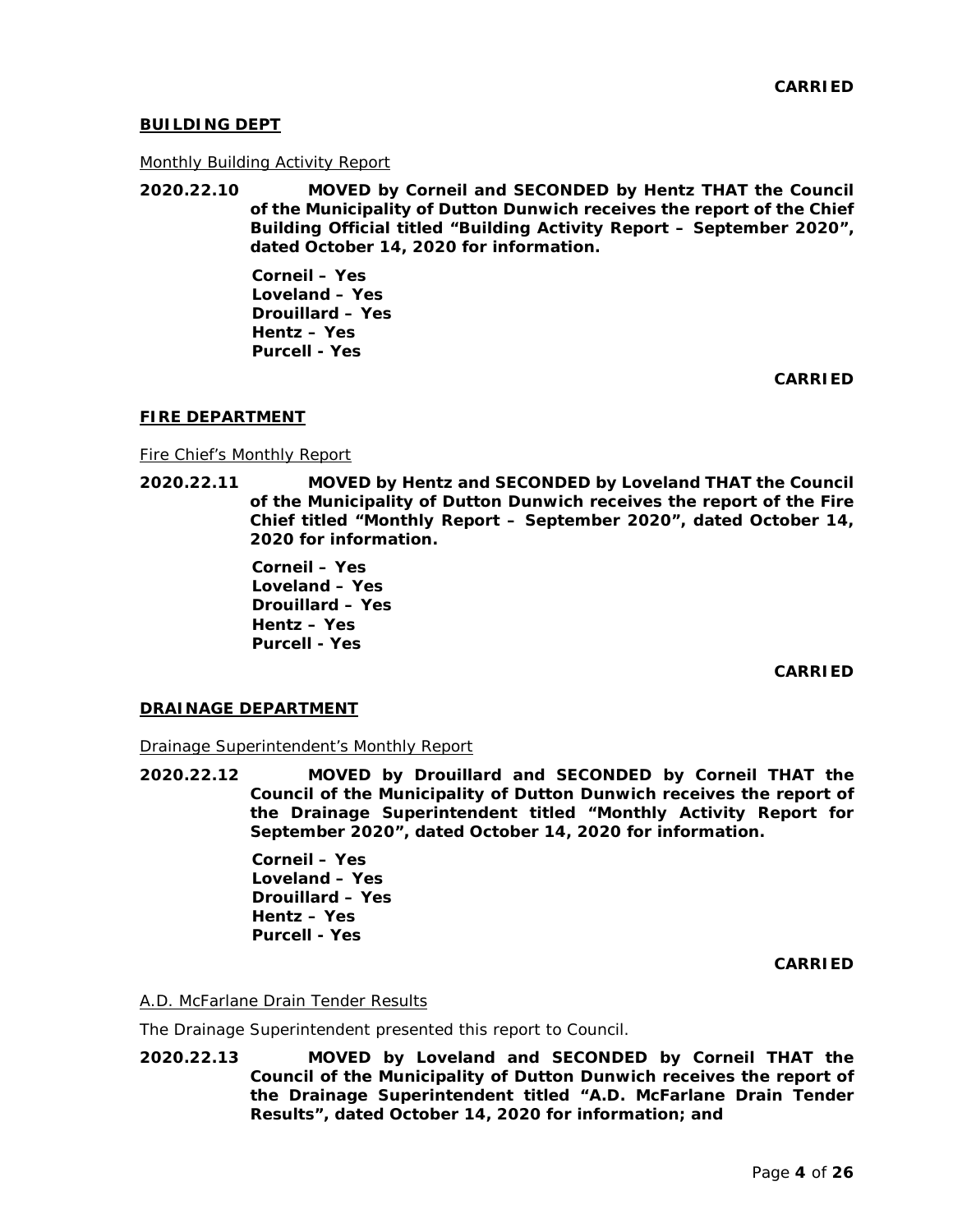**CARRIED**

**BUILDING DEPT**

Monthly Building Activity Report

**2020.22.10 MOVED by Corneil and SECONDED by Hentz THAT the Council of the Municipality of Dutton Dunwich receives the report of the Chief Building Official titled "Building Activity Report – September 2020", dated October 14, 2020 for information.**

**Corneil – Yes**
**Loveland – Yes**
**Drouillard – Yes**
**Hentz – Yes**
**Purcell - Yes**

**CARRIED**

**FIRE DEPARTMENT**

Fire Chief's Monthly Report

**2020.22.11 MOVED by Hentz and SECONDED by Loveland THAT the Council of the Municipality of Dutton Dunwich receives the report of the Fire Chief titled "Monthly Report – September 2020", dated October 14, 2020 for information.**

**Corneil – Yes**
**Loveland – Yes**
**Drouillard – Yes**
**Hentz – Yes**
**Purcell - Yes**

**CARRIED**

**DRAINAGE DEPARTMENT**

Drainage Superintendent's Monthly Report

**2020.22.12 MOVED by Drouillard and SECONDED by Corneil THAT the Council of the Municipality of Dutton Dunwich receives the report of the Drainage Superintendent titled "Monthly Activity Report for September 2020", dated October 14, 2020 for information.**

**Corneil – Yes**
**Loveland – Yes**
**Drouillard – Yes**
**Hentz – Yes**
**Purcell - Yes**

**CARRIED**

A.D. McFarlane Drain Tender Results

The Drainage Superintendent presented this report to Council.

**2020.22.13 MOVED by Loveland and SECONDED by Corneil THAT the Council of the Municipality of Dutton Dunwich receives the report of the Drainage Superintendent titled "A.D. McFarlane Drain Tender Results", dated October 14, 2020 for information; and**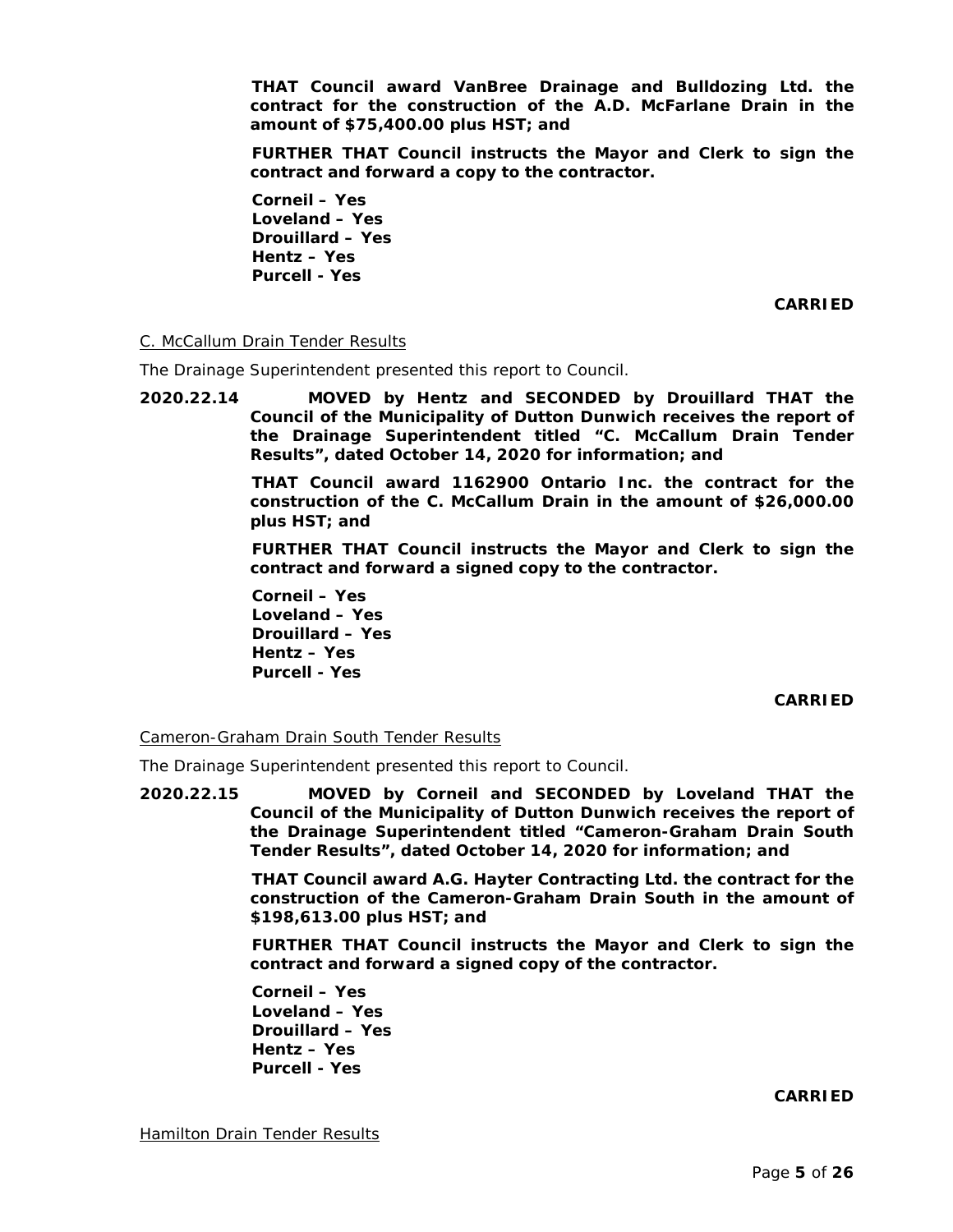**THAT Council award VanBree Drainage and Bulldozing Ltd. the contract for the construction of the A.D. McFarlane Drain in the amount of $75,400.00 plus HST; and**

**FURTHER THAT Council instructs the Mayor and Clerk to sign the contract and forward a copy to the contractor.**

**Corneil – Yes**
**Loveland – Yes**
**Drouillard – Yes**
**Hentz – Yes**
**Purcell - Yes**

**CARRIED**

C. McCallum Drain Tender Results

The Drainage Superintendent presented this report to Council.

**2020.22.14 MOVED by Hentz and SECONDED by Drouillard THAT the Council of the Municipality of Dutton Dunwich receives the report of the Drainage Superintendent titled "C. McCallum Drain Tender Results", dated October 14, 2020 for information; and**

**THAT Council award 1162900 Ontario Inc. the contract for the construction of the C. McCallum Drain in the amount of $26,000.00 plus HST; and**

**FURTHER THAT Council instructs the Mayor and Clerk to sign the contract and forward a signed copy to the contractor.**

**Corneil – Yes**
**Loveland – Yes**
**Drouillard – Yes**
**Hentz – Yes**
**Purcell - Yes**

**CARRIED**

Cameron-Graham Drain South Tender Results

The Drainage Superintendent presented this report to Council.

**2020.22.15 MOVED by Corneil and SECONDED by Loveland THAT the Council of the Municipality of Dutton Dunwich receives the report of the Drainage Superintendent titled "Cameron-Graham Drain South Tender Results", dated October 14, 2020 for information; and**

**THAT Council award A.G. Hayter Contracting Ltd. the contract for the construction of the Cameron-Graham Drain South in the amount of $198,613.00 plus HST; and**

**FURTHER THAT Council instructs the Mayor and Clerk to sign the contract and forward a signed copy of the contractor.**

**Corneil – Yes**
**Loveland – Yes**
**Drouillard – Yes**
**Hentz – Yes**
**Purcell - Yes**

**CARRIED**

Hamilton Drain Tender Results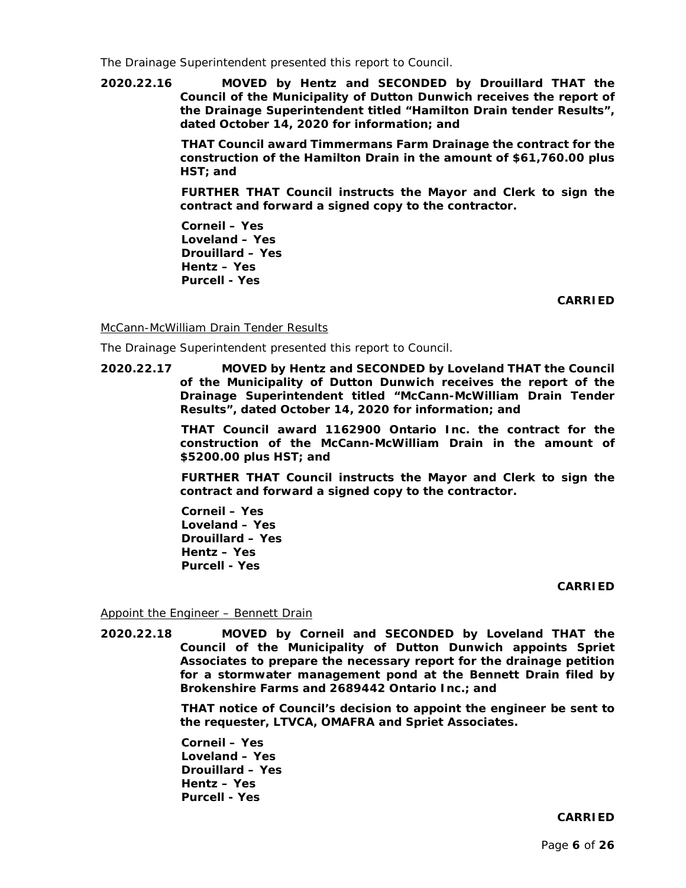The Drainage Superintendent presented this report to Council.

**2020.22.16 MOVED by Hentz and SECONDED by Drouillard THAT the Council of the Municipality of Dutton Dunwich receives the report of the Drainage Superintendent titled "Hamilton Drain tender Results", dated October 14, 2020 for information; and**

**THAT Council award Timmermans Farm Drainage the contract for the construction of the Hamilton Drain in the amount of $61,760.00 plus HST; and**

**FURTHER THAT Council instructs the Mayor and Clerk to sign the contract and forward a signed copy to the contractor.**

**Corneil – Yes**
**Loveland – Yes**
**Drouillard – Yes**
**Hentz – Yes**
**Purcell - Yes**

**CARRIED**

McCann-McWilliam Drain Tender Results

The Drainage Superintendent presented this report to Council.

**2020.22.17 MOVED by Hentz and SECONDED by Loveland THAT the Council of the Municipality of Dutton Dunwich receives the report of the Drainage Superintendent titled "McCann-McWilliam Drain Tender Results", dated October 14, 2020 for information; and**

**THAT Council award 1162900 Ontario Inc. the contract for the construction of the McCann-McWilliam Drain in the amount of $5200.00 plus HST; and**

**FURTHER THAT Council instructs the Mayor and Clerk to sign the contract and forward a signed copy to the contractor.**

**Corneil – Yes**
**Loveland – Yes**
**Drouillard – Yes**
**Hentz – Yes**
**Purcell - Yes**

**CARRIED**

Appoint the Engineer – Bennett Drain

**2020.22.18 MOVED by Corneil and SECONDED by Loveland THAT the Council of the Municipality of Dutton Dunwich appoints Spriet Associates to prepare the necessary report for the drainage petition for a stormwater management pond at the Bennett Drain filed by Brokenshire Farms and 2689442 Ontario Inc.; and**

**THAT notice of Council's decision to appoint the engineer be sent to the requester, LTVCA, OMAFRA and Spriet Associates.**

**Corneil – Yes**
**Loveland – Yes**
**Drouillard – Yes**
**Hentz – Yes**
**Purcell - Yes**

**CARRIED**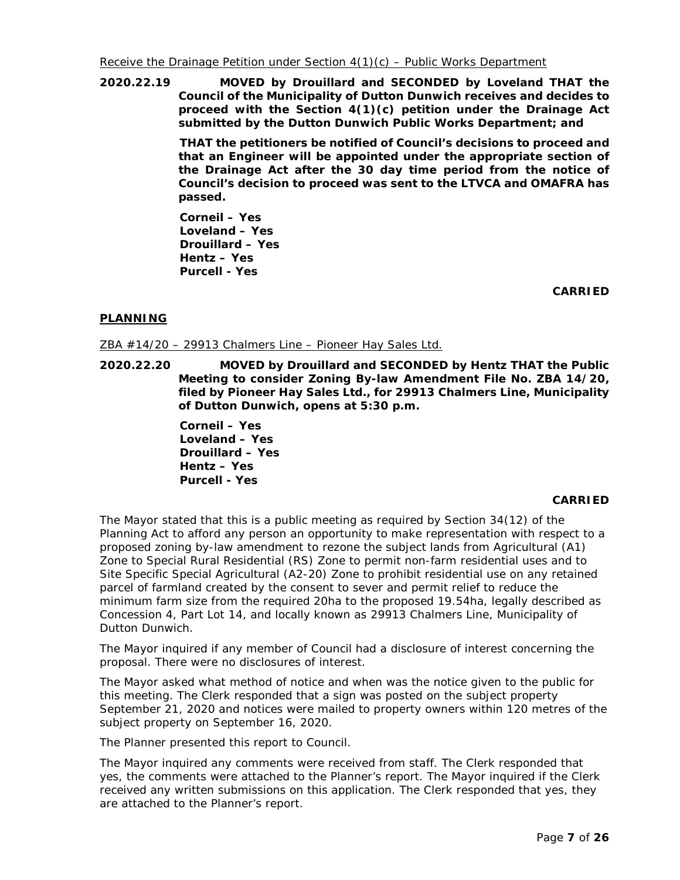Receive the Drainage Petition under Section 4(1)(c) – Public Works Department

**2020.22.19 MOVED by Drouillard and SECONDED by Loveland THAT the Council of the Municipality of Dutton Dunwich receives and decides to proceed with the Section 4(1)(c) petition under the Drainage Act submitted by the Dutton Dunwich Public Works Department; and**

**THAT the petitioners be notified of Council's decisions to proceed and that an Engineer will be appointed under the appropriate section of the Drainage Act after the 30 day time period from the notice of Council's decision to proceed was sent to the LTVCA and OMAFRA has passed.**

**Corneil – Yes**
**Loveland – Yes**
**Drouillard – Yes**
**Hentz – Yes**
**Purcell - Yes**

**CARRIED**

## PLANNING

ZBA #14/20 – 29913 Chalmers Line – Pioneer Hay Sales Ltd.

**2020.22.20 MOVED by Drouillard and SECONDED by Hentz THAT the Public Meeting to consider Zoning By-law Amendment File No. ZBA 14/20, filed by Pioneer Hay Sales Ltd., for 29913 Chalmers Line, Municipality of Dutton Dunwich, opens at 5:30 p.m.**

**Corneil – Yes**
**Loveland – Yes**
**Drouillard – Yes**
**Hentz – Yes**
**Purcell - Yes**

**CARRIED**

The Mayor stated that this is a public meeting as required by Section 34(12) of the Planning Act to afford any person an opportunity to make representation with respect to a proposed zoning by-law amendment to rezone the subject lands from Agricultural (A1) Zone to Special Rural Residential (RS) Zone to permit non-farm residential uses and to Site Specific Special Agricultural (A2-20) Zone to prohibit residential use on any retained parcel of farmland created by the consent to sever and permit relief to reduce the minimum farm size from the required 20ha to the proposed 19.54ha, legally described as Concession 4, Part Lot 14, and locally known as 29913 Chalmers Line, Municipality of Dutton Dunwich.

The Mayor inquired if any member of Council had a disclosure of interest concerning the proposal. There were no disclosures of interest.

The Mayor asked what method of notice and when was the notice given to the public for this meeting. The Clerk responded that a sign was posted on the subject property September 21, 2020 and notices were mailed to property owners within 120 metres of the subject property on September 16, 2020.

The Planner presented this report to Council.

The Mayor inquired any comments were received from staff. The Clerk responded that yes, the comments were attached to the Planner's report. The Mayor inquired if the Clerk received any written submissions on this application. The Clerk responded that yes, they are attached to the Planner's report.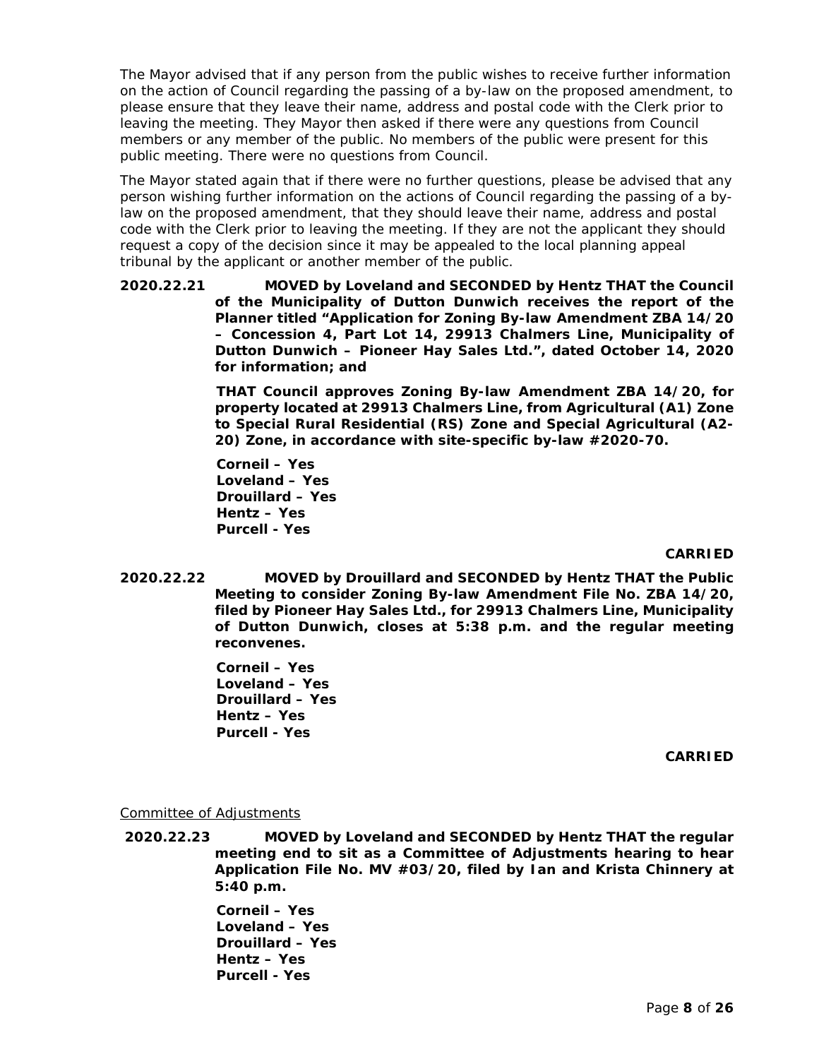The Mayor advised that if any person from the public wishes to receive further information on the action of Council regarding the passing of a by-law on the proposed amendment, to please ensure that they leave their name, address and postal code with the Clerk prior to leaving the meeting. They Mayor then asked if there were any questions from Council members or any member of the public. No members of the public were present for this public meeting. There were no questions from Council.

The Mayor stated again that if there were no further questions, please be advised that any person wishing further information on the actions of Council regarding the passing of a by-law on the proposed amendment, that they should leave their name, address and postal code with the Clerk prior to leaving the meeting. If they are not the applicant they should request a copy of the decision since it may be appealed to the local planning appeal tribunal by the applicant or another member of the public.

**2020.22.21 MOVED by Loveland and SECONDED by Hentz THAT the Council of the Municipality of Dutton Dunwich receives the report of the Planner titled "Application for Zoning By-law Amendment ZBA 14/20 – Concession 4, Part Lot 14, 29913 Chalmers Line, Municipality of Dutton Dunwich – Pioneer Hay Sales Ltd.", dated October 14, 2020 for information; and**

**THAT Council approves Zoning By-law Amendment ZBA 14/20, for property located at 29913 Chalmers Line, from Agricultural (A1) Zone to Special Rural Residential (RS) Zone and Special Agricultural (A2-20) Zone, in accordance with site-specific by-law #2020-70.**

**Corneil – Yes**
**Loveland – Yes**
**Drouillard – Yes**
**Hentz – Yes**
**Purcell - Yes**

**CARRIED**

**2020.22.22 MOVED by Drouillard and SECONDED by Hentz THAT the Public Meeting to consider Zoning By-law Amendment File No. ZBA 14/20, filed by Pioneer Hay Sales Ltd., for 29913 Chalmers Line, Municipality of Dutton Dunwich, closes at 5:38 p.m. and the regular meeting reconvenes.**

**Corneil – Yes**
**Loveland – Yes**
**Drouillard – Yes**
**Hentz – Yes**
**Purcell - Yes**

**CARRIED**

Committee of Adjustments

**2020.22.23 MOVED by Loveland and SECONDED by Hentz THAT the regular meeting end to sit as a Committee of Adjustments hearing to hear Application File No. MV #03/20, filed by Ian and Krista Chinnery at 5:40 p.m.**

**Corneil – Yes**
**Loveland – Yes**
**Drouillard – Yes**
**Hentz – Yes**
**Purcell - Yes**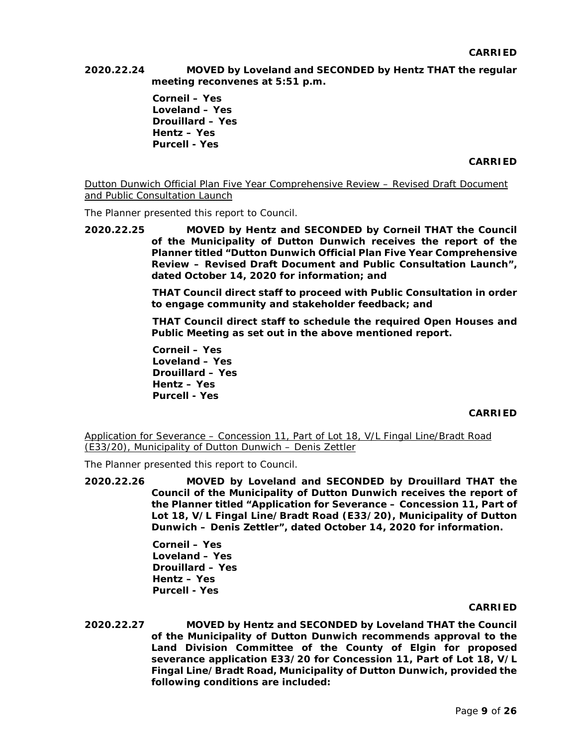**CARRIED**

**2020.22.24 MOVED by Loveland and SECONDED by Hentz THAT the regular meeting reconvenes at 5:51 p.m.**

**Corneil – Yes**
**Loveland – Yes**
**Drouillard – Yes**
**Hentz – Yes**
**Purcell - Yes**

**CARRIED**

Dutton Dunwich Official Plan Five Year Comprehensive Review – Revised Draft Document and Public Consultation Launch

The Planner presented this report to Council.

**2020.22.25 MOVED by Hentz and SECONDED by Corneil THAT the Council of the Municipality of Dutton Dunwich receives the report of the Planner titled "Dutton Dunwich Official Plan Five Year Comprehensive Review – Revised Draft Document and Public Consultation Launch", dated October 14, 2020 for information; and**

**THAT Council direct staff to proceed with Public Consultation in order to engage community and stakeholder feedback; and**

**THAT Council direct staff to schedule the required Open Houses and Public Meeting as set out in the above mentioned report.**

**Corneil – Yes**
**Loveland – Yes**
**Drouillard – Yes**
**Hentz – Yes**
**Purcell - Yes**

**CARRIED**

Application for Severance – Concession 11, Part of Lot 18, V/L Fingal Line/Bradt Road (E33/20), Municipality of Dutton Dunwich – Denis Zettler

The Planner presented this report to Council.

**2020.22.26 MOVED by Loveland and SECONDED by Drouillard THAT the Council of the Municipality of Dutton Dunwich receives the report of the Planner titled "Application for Severance – Concession 11, Part of Lot 18, V/L Fingal Line/Bradt Road (E33/20), Municipality of Dutton Dunwich – Denis Zettler", dated October 14, 2020 for information.**

**Corneil – Yes**
**Loveland – Yes**
**Drouillard – Yes**
**Hentz – Yes**
**Purcell - Yes**

**CARRIED**

**2020.22.27 MOVED by Hentz and SECONDED by Loveland THAT the Council of the Municipality of Dutton Dunwich recommends approval to the Land Division Committee of the County of Elgin for proposed severance application E33/20 for Concession 11, Part of Lot 18, V/L Fingal Line/Bradt Road, Municipality of Dutton Dunwich, provided the following conditions are included:**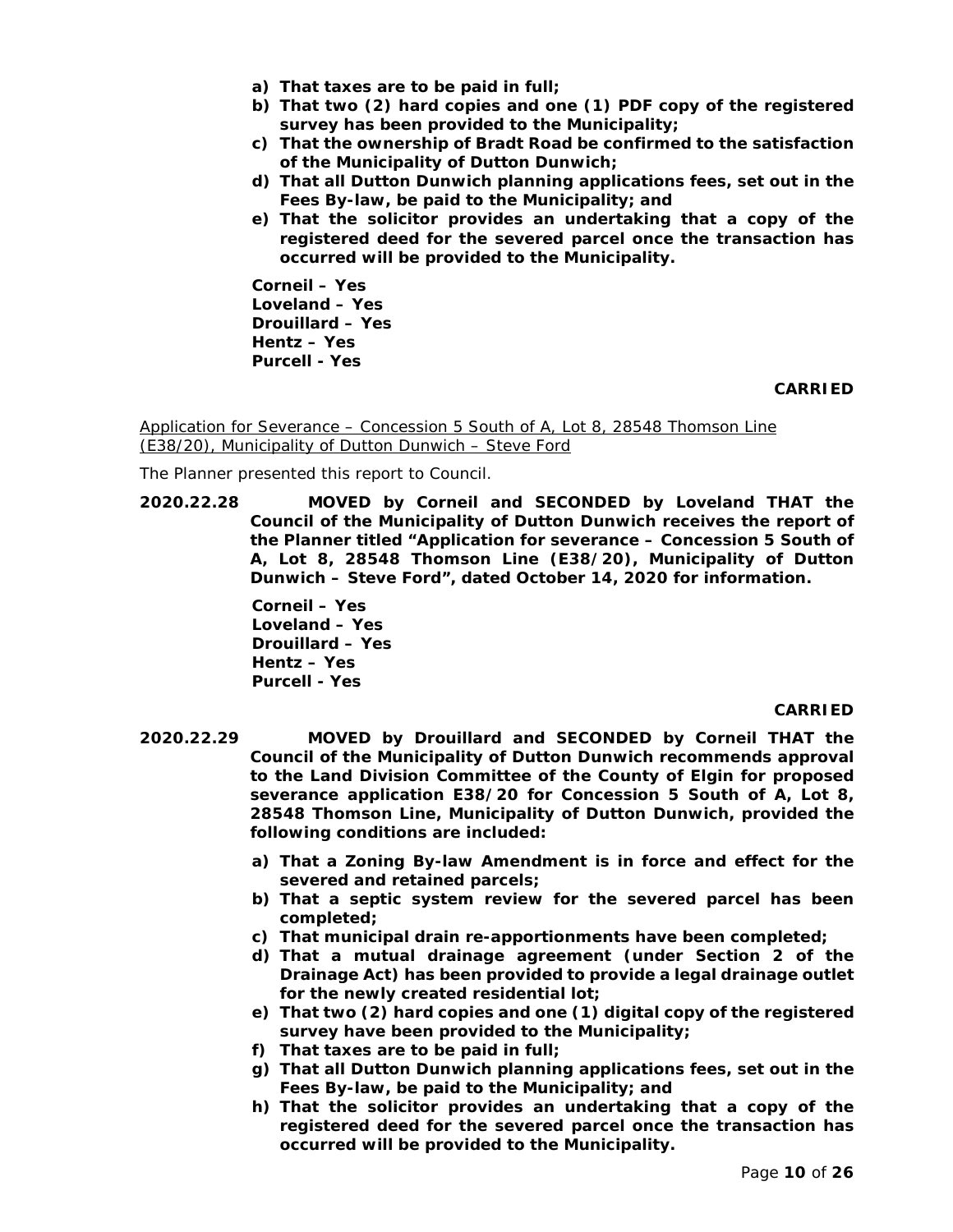**a) That taxes are to be paid in full;**
**b) That two (2) hard copies and one (1) PDF copy of the registered survey has been provided to the Municipality;**
**c) That the ownership of Bradt Road be confirmed to the satisfaction of the Municipality of Dutton Dunwich;**
**d) That all Dutton Dunwich planning applications fees, set out in the Fees By-law, be paid to the Municipality; and**
**e) That the solicitor provides an undertaking that a copy of the registered deed for the severed parcel once the transaction has occurred will be provided to the Municipality.**

**Corneil – Yes**
**Loveland – Yes**
**Drouillard – Yes**
**Hentz – Yes**
**Purcell - Yes**

**CARRIED**

Application for Severance – Concession 5 South of A, Lot 8, 28548 Thomson Line (E38/20), Municipality of Dutton Dunwich – Steve Ford

The Planner presented this report to Council.

**2020.22.28 MOVED by Corneil and SECONDED by Loveland THAT the Council of the Municipality of Dutton Dunwich receives the report of the Planner titled "Application for severance – Concession 5 South of A, Lot 8, 28548 Thomson Line (E38/20), Municipality of Dutton Dunwich – Steve Ford", dated October 14, 2020 for information.**

**Corneil – Yes**
**Loveland – Yes**
**Drouillard – Yes**
**Hentz – Yes**
**Purcell - Yes**

**CARRIED**

**2020.22.29 MOVED by Drouillard and SECONDED by Corneil THAT the Council of the Municipality of Dutton Dunwich recommends approval to the Land Division Committee of the County of Elgin for proposed severance application E38/20 for Concession 5 South of A, Lot 8, 28548 Thomson Line, Municipality of Dutton Dunwich, provided the following conditions are included:**

**a) That a Zoning By-law Amendment is in force and effect for the severed and retained parcels;**
**b) That a septic system review for the severed parcel has been completed;**
**c) That municipal drain re-apportionments have been completed;**
**d) That a mutual drainage agreement (under Section 2 of the Drainage Act) has been provided to provide a legal drainage outlet for the newly created residential lot;**
**e) That two (2) hard copies and one (1) digital copy of the registered survey have been provided to the Municipality;**
**f) That taxes are to be paid in full;**
**g) That all Dutton Dunwich planning applications fees, set out in the Fees By-law, be paid to the Municipality; and**
**h) That the solicitor provides an undertaking that a copy of the registered deed for the severed parcel once the transaction has occurred will be provided to the Municipality.**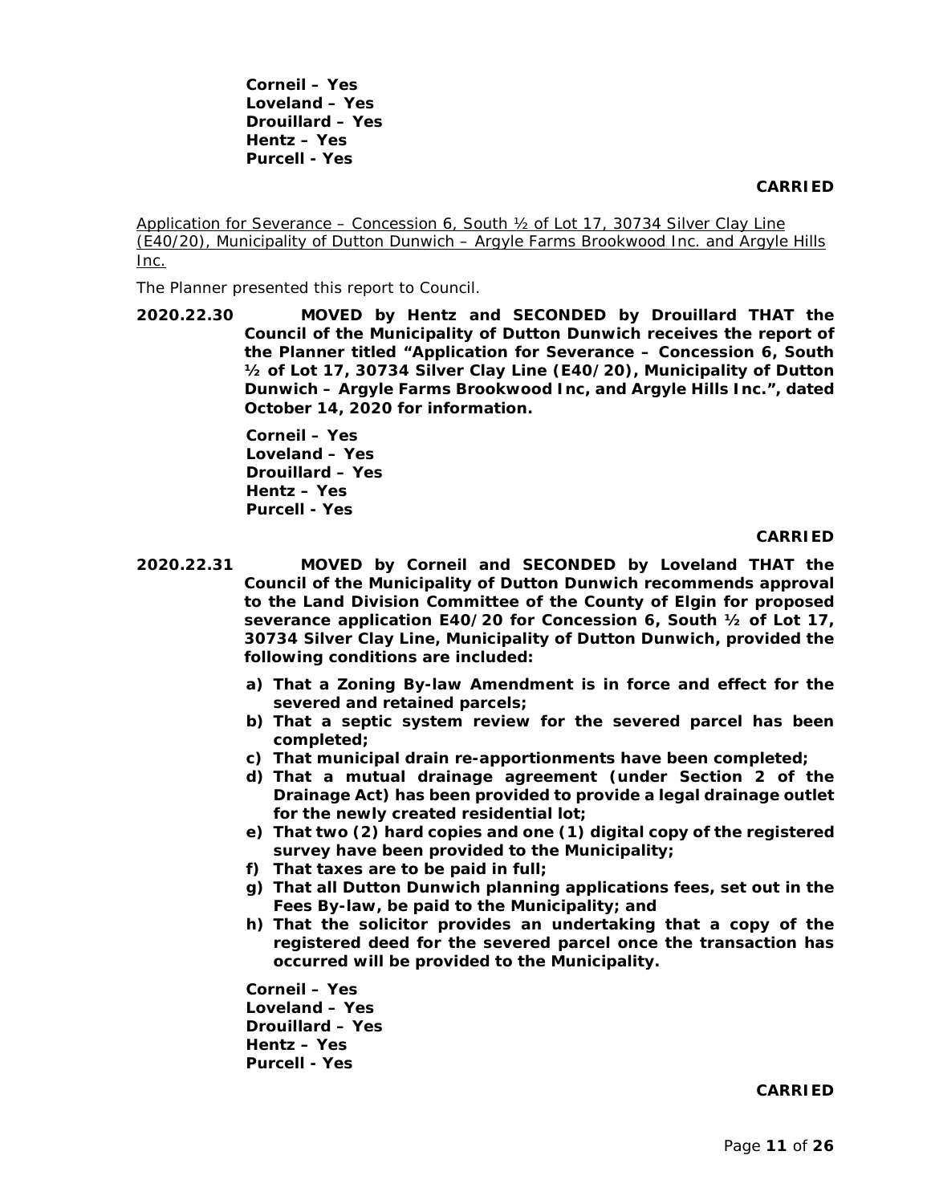**Corneil – Yes**
**Loveland – Yes**
**Drouillard – Yes**
**Hentz – Yes**
**Purcell - Yes**

**CARRIED**

Application for Severance – Concession 6, South ½ of Lot 17, 30734 Silver Clay Line (E40/20), Municipality of Dutton Dunwich – Argyle Farms Brookwood Inc. and Argyle Hills Inc.

The Planner presented this report to Council.

**2020.22.30 MOVED by Hentz and SECONDED by Drouillard THAT the Council of the Municipality of Dutton Dunwich receives the report of the Planner titled "Application for Severance – Concession 6, South ½ of Lot 17, 30734 Silver Clay Line (E40/20), Municipality of Dutton Dunwich – Argyle Farms Brookwood Inc, and Argyle Hills Inc.", dated October 14, 2020 for information.**

**Corneil – Yes**
**Loveland – Yes**
**Drouillard – Yes**
**Hentz – Yes**
**Purcell - Yes**

**CARRIED**

**2020.22.31 MOVED by Corneil and SECONDED by Loveland THAT the Council of the Municipality of Dutton Dunwich recommends approval to the Land Division Committee of the County of Elgin for proposed severance application E40/20 for Concession 6, South ½ of Lot 17, 30734 Silver Clay Line, Municipality of Dutton Dunwich, provided the following conditions are included:**

- **a) That a Zoning By-law Amendment is in force and effect for the severed and retained parcels;**
- **b) That a septic system review for the severed parcel has been completed;**
- **c) That municipal drain re-apportionments have been completed;**
- **d) That a mutual drainage agreement (under Section 2 of the Drainage Act) has been provided to provide a legal drainage outlet for the newly created residential lot;**
- **e) That two (2) hard copies and one (1) digital copy of the registered survey have been provided to the Municipality;**
- **f) That taxes are to be paid in full;**
- **g) That all Dutton Dunwich planning applications fees, set out in the Fees By-law, be paid to the Municipality; and**
- **h) That the solicitor provides an undertaking that a copy of the registered deed for the severed parcel once the transaction has occurred will be provided to the Municipality.**

**Corneil – Yes**
**Loveland – Yes**
**Drouillard – Yes**
**Hentz – Yes**
**Purcell - Yes**

**CARRIED**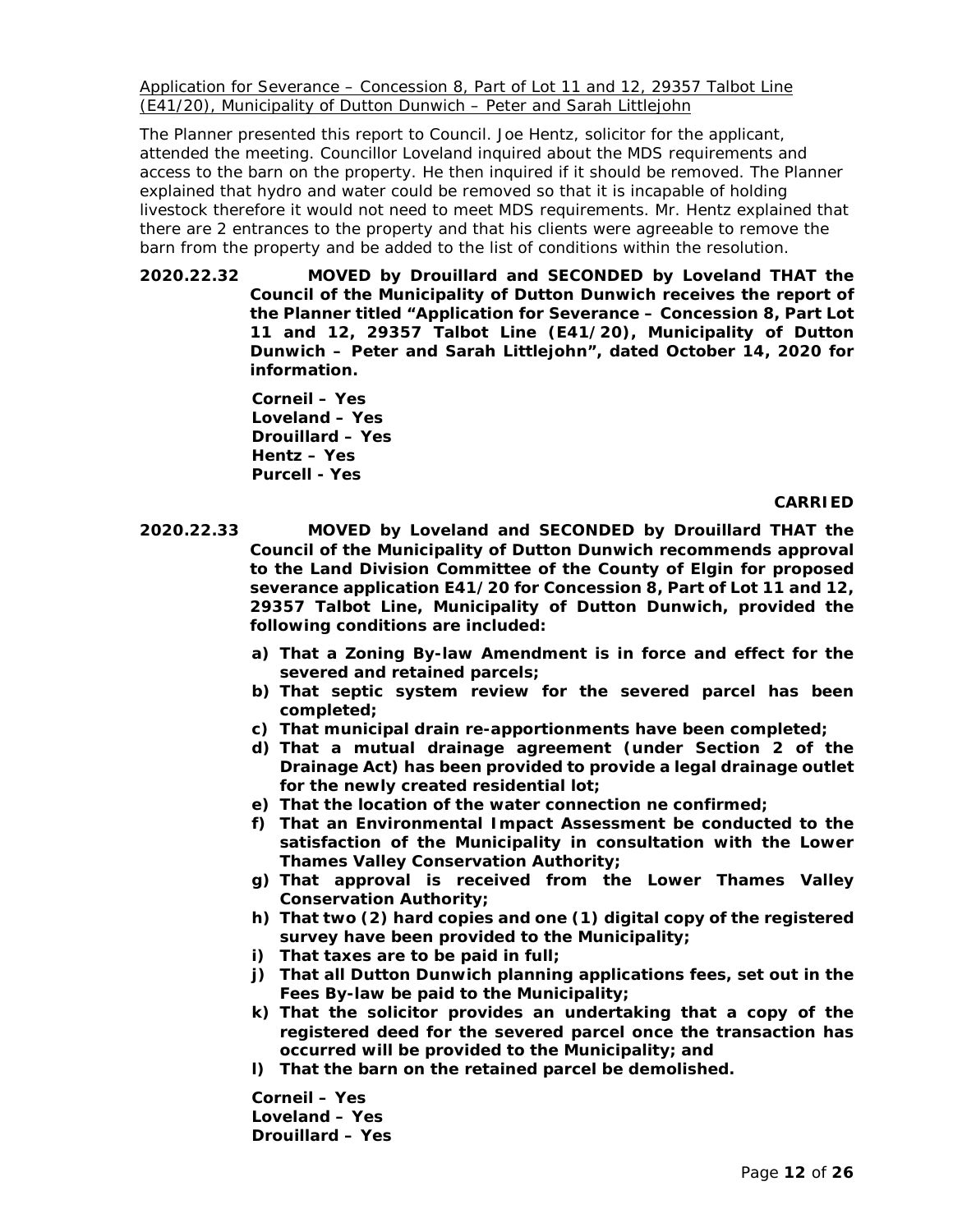Application for Severance – Concession 8, Part of Lot 11 and 12, 29357 Talbot Line (E41/20), Municipality of Dutton Dunwich – Peter and Sarah Littlejohn

The Planner presented this report to Council. Joe Hentz, solicitor for the applicant, attended the meeting. Councillor Loveland inquired about the MDS requirements and access to the barn on the property. He then inquired if it should be removed. The Planner explained that hydro and water could be removed so that it is incapable of holding livestock therefore it would not need to meet MDS requirements. Mr. Hentz explained that there are 2 entrances to the property and that his clients were agreeable to remove the barn from the property and be added to the list of conditions within the resolution.

**2020.22.32 MOVED by Drouillard and SECONDED by Loveland THAT the Council of the Municipality of Dutton Dunwich receives the report of the Planner titled "Application for Severance – Concession 8, Part Lot 11 and 12, 29357 Talbot Line (E41/20), Municipality of Dutton Dunwich – Peter and Sarah Littlejohn", dated October 14, 2020 for information.**

**Corneil – Yes**
**Loveland – Yes**
**Drouillard – Yes**
**Hentz – Yes**
**Purcell - Yes**

**CARRIED**

**2020.22.33 MOVED by Loveland and SECONDED by Drouillard THAT the Council of the Municipality of Dutton Dunwich recommends approval to the Land Division Committee of the County of Elgin for proposed severance application E41/20 for Concession 8, Part of Lot 11 and 12, 29357 Talbot Line, Municipality of Dutton Dunwich, provided the following conditions are included:**

**a) That a Zoning By-law Amendment is in force and effect for the severed and retained parcels;**
**b) That septic system review for the severed parcel has been completed;**
**c) That municipal drain re-apportionments have been completed;**
**d) That a mutual drainage agreement (under Section 2 of the Drainage Act) has been provided to provide a legal drainage outlet for the newly created residential lot;**
**e) That the location of the water connection ne confirmed;**
**f) That an Environmental Impact Assessment be conducted to the satisfaction of the Municipality in consultation with the Lower Thames Valley Conservation Authority;**
**g) That approval is received from the Lower Thames Valley Conservation Authority;**
**h) That two (2) hard copies and one (1) digital copy of the registered survey have been provided to the Municipality;**
**i) That taxes are to be paid in full;**
**j) That all Dutton Dunwich planning applications fees, set out in the Fees By-law be paid to the Municipality;**
**k) That the solicitor provides an undertaking that a copy of the registered deed for the severed parcel once the transaction has occurred will be provided to the Municipality; and**
**l) That the barn on the retained parcel be demolished.**

**Corneil – Yes**
**Loveland – Yes**
**Drouillard – Yes**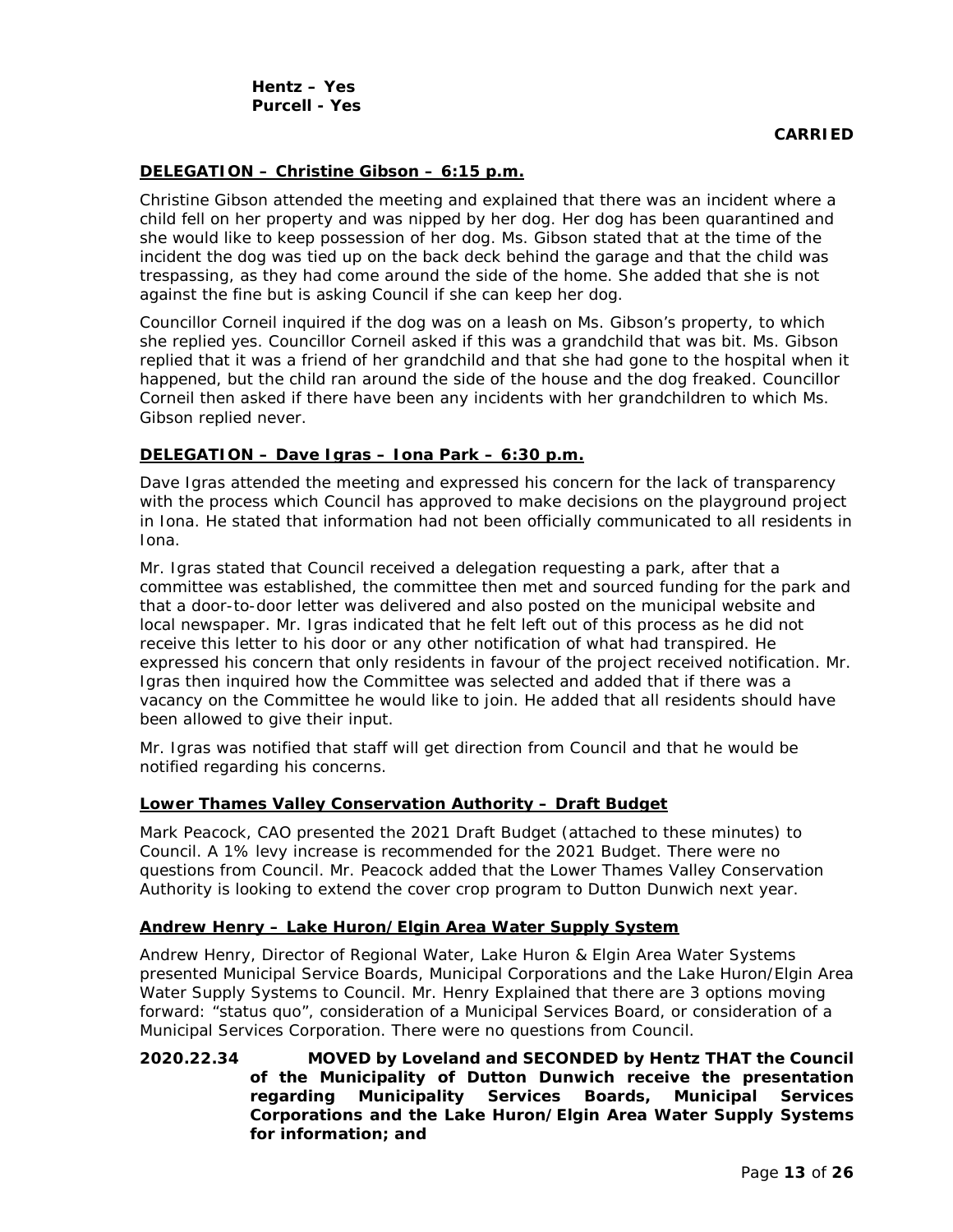**Hentz – Yes**
**Purcell - Yes**

**CARRIED**

**DELEGATION – Christine Gibson – 6:15 p.m.**

Christine Gibson attended the meeting and explained that there was an incident where a child fell on her property and was nipped by her dog. Her dog has been quarantined and she would like to keep possession of her dog. Ms. Gibson stated that at the time of the incident the dog was tied up on the back deck behind the garage and that the child was trespassing, as they had come around the side of the home. She added that she is not against the fine but is asking Council if she can keep her dog.

Councillor Corneil inquired if the dog was on a leash on Ms. Gibson's property, to which she replied yes. Councillor Corneil asked if this was a grandchild that was bit. Ms. Gibson replied that it was a friend of her grandchild and that she had gone to the hospital when it happened, but the child ran around the side of the house and the dog freaked. Councillor Corneil then asked if there have been any incidents with her grandchildren to which Ms. Gibson replied never.

**DELEGATION – Dave Igras – Iona Park – 6:30 p.m.**

Dave Igras attended the meeting and expressed his concern for the lack of transparency with the process which Council has approved to make decisions on the playground project in Iona. He stated that information had not been officially communicated to all residents in Iona.

Mr. Igras stated that Council received a delegation requesting a park, after that a committee was established, the committee then met and sourced funding for the park and that a door-to-door letter was delivered and also posted on the municipal website and local newspaper. Mr. Igras indicated that he felt left out of this process as he did not receive this letter to his door or any other notification of what had transpired. He expressed his concern that only residents in favour of the project received notification. Mr. Igras then inquired how the Committee was selected and added that if there was a vacancy on the Committee he would like to join. He added that all residents should have been allowed to give their input.

Mr. Igras was notified that staff will get direction from Council and that he would be notified regarding his concerns.

**Lower Thames Valley Conservation Authority – Draft Budget**

Mark Peacock, CAO presented the 2021 Draft Budget (attached to these minutes) to Council. A 1% levy increase is recommended for the 2021 Budget. There were no questions from Council. Mr. Peacock added that the Lower Thames Valley Conservation Authority is looking to extend the cover crop program to Dutton Dunwich next year.

**Andrew Henry – Lake Huron/Elgin Area Water Supply System**

Andrew Henry, Director of Regional Water, Lake Huron & Elgin Area Water Systems presented Municipal Service Boards, Municipal Corporations and the Lake Huron/Elgin Area Water Supply Systems to Council. Mr. Henry Explained that there are 3 options moving forward: "status quo", consideration of a Municipal Services Board, or consideration of a Municipal Services Corporation. There were no questions from Council.

**2020.22.34 MOVED by Loveland and SECONDED by Hentz THAT the Council of the Municipality of Dutton Dunwich receive the presentation regarding Municipality Services Boards, Municipal Services Corporations and the Lake Huron/Elgin Area Water Supply Systems for information; and**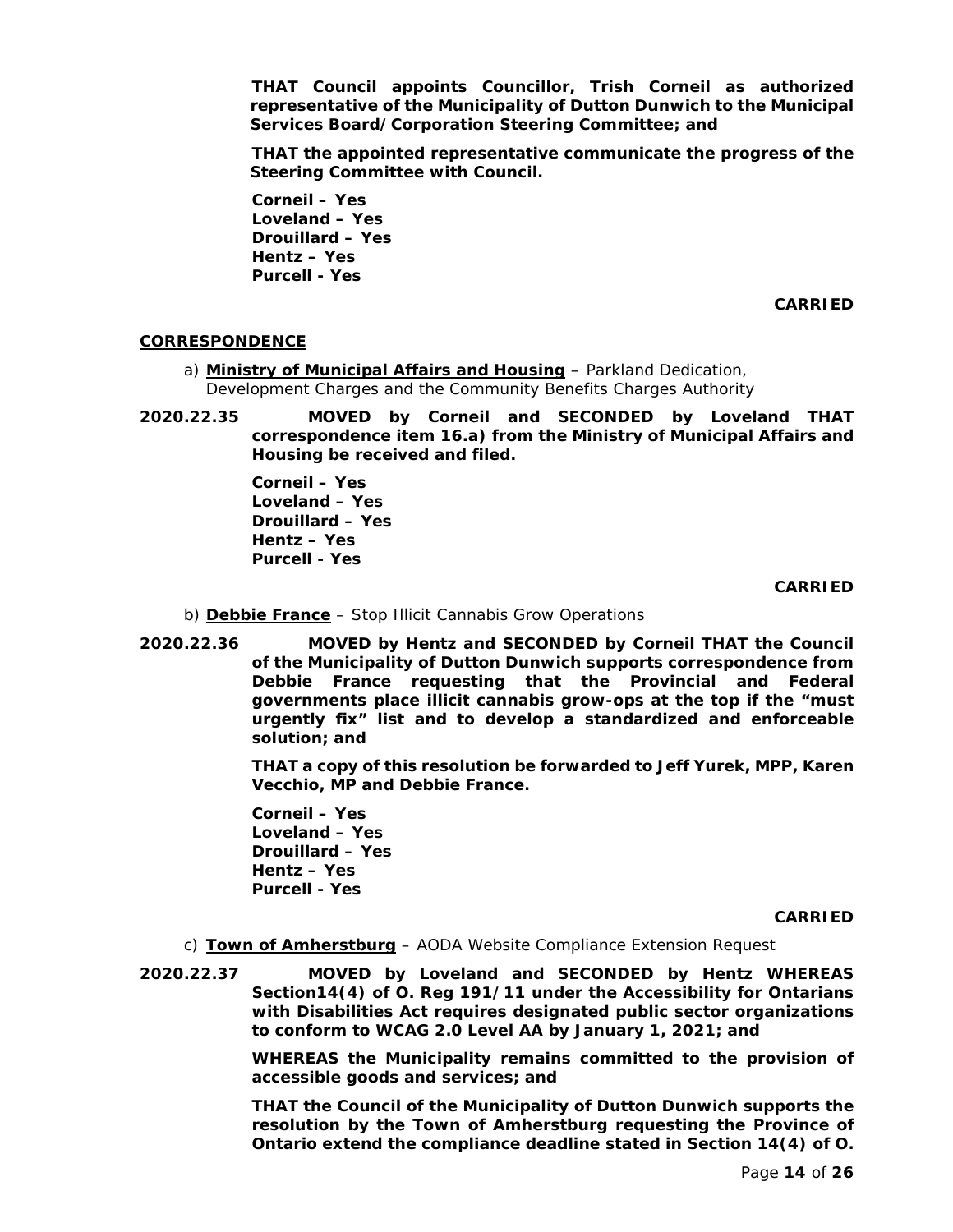**THAT Council appoints Councillor, Trish Corneil as authorized representative of the Municipality of Dutton Dunwich to the Municipal Services Board/Corporation Steering Committee; and**

**THAT the appointed representative communicate the progress of the Steering Committee with Council.**

**Corneil – Yes**
**Loveland – Yes**
**Drouillard – Yes**
**Hentz – Yes**
**Purcell - Yes**

**CARRIED**

## CORRESPONDENCE

a) **Ministry of Municipal Affairs and Housing** – Parkland Dedication, Development Charges and the Community Benefits Charges Authority

**2020.22.35** **MOVED by Corneil and SECONDED by Loveland THAT correspondence item 16.a) from the Ministry of Municipal Affairs and Housing be received and filed.**

**Corneil – Yes**
**Loveland – Yes**
**Drouillard – Yes**
**Hentz – Yes**
**Purcell - Yes**

**CARRIED**

b) **Debbie France** – Stop Illicit Cannabis Grow Operations

**2020.22.36** **MOVED by Hentz and SECONDED by Corneil THAT the Council of the Municipality of Dutton Dunwich supports correspondence from Debbie France requesting that the Provincial and Federal governments place illicit cannabis grow-ops at the top if the "must urgently fix" list and to develop a standardized and enforceable solution; and**

**THAT a copy of this resolution be forwarded to Jeff Yurek, MPP, Karen Vecchio, MP and Debbie France.**

**Corneil – Yes**
**Loveland – Yes**
**Drouillard – Yes**
**Hentz – Yes**
**Purcell - Yes**

**CARRIED**

c) **Town of Amherstburg** – AODA Website Compliance Extension Request

**2020.22.37** **MOVED by Loveland and SECONDED by Hentz WHEREAS Section14(4) of O. Reg 191/11 under the Accessibility for Ontarians with Disabilities Act requires designated public sector organizations to conform to WCAG 2.0 Level AA by January 1, 2021; and**

**WHEREAS the Municipality remains committed to the provision of accessible goods and services; and**

**THAT the Council of the Municipality of Dutton Dunwich supports the resolution by the Town of Amherstburg requesting the Province of Ontario extend the compliance deadline stated in Section 14(4) of O.**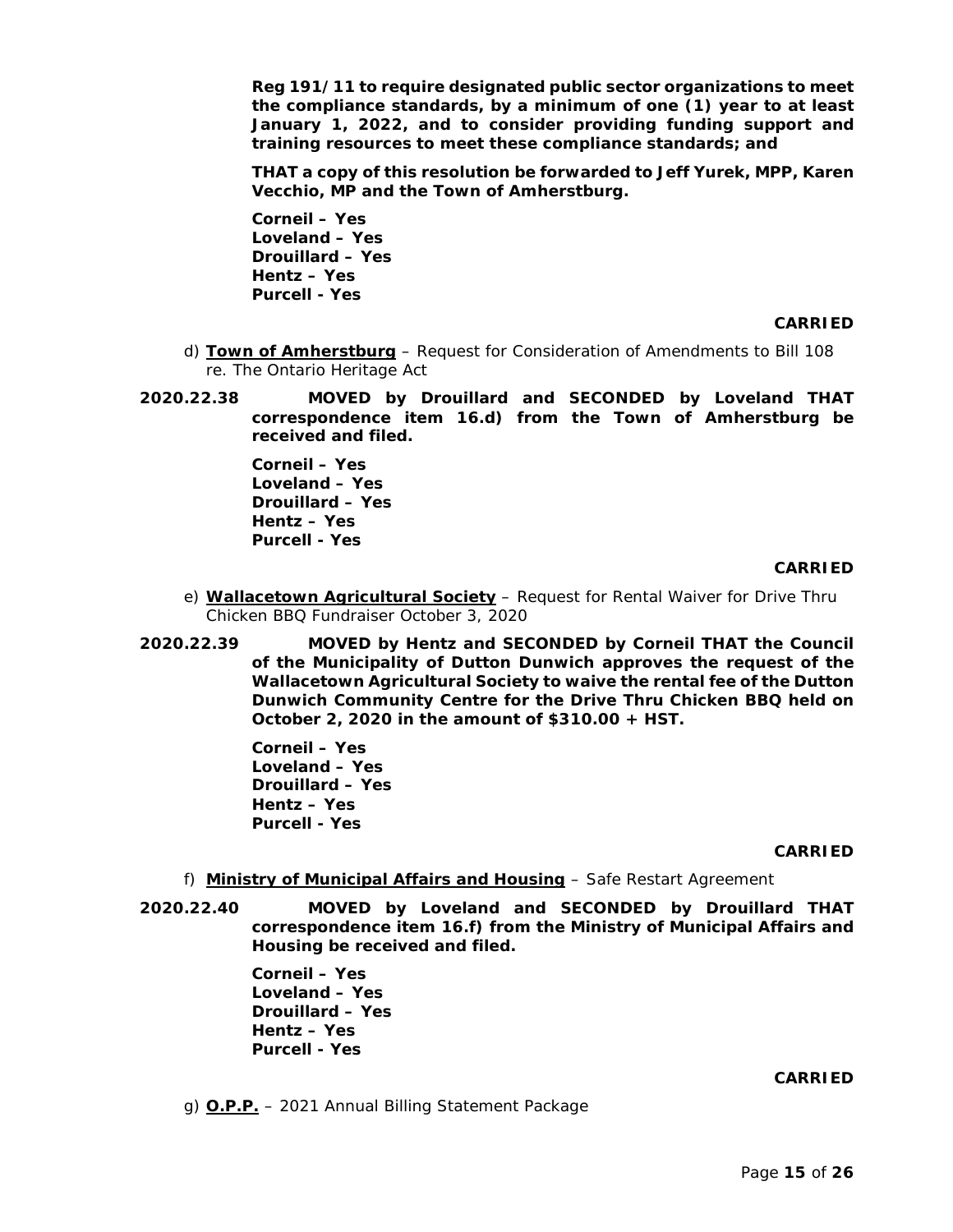**Reg 191/11 to require designated public sector organizations to meet the compliance standards, by a minimum of one (1) year to at least January 1, 2022, and to consider providing funding support and training resources to meet these compliance standards; and**

**THAT a copy of this resolution be forwarded to Jeff Yurek, MPP, Karen Vecchio, MP and the Town of Amherstburg.**

**Corneil – Yes**
**Loveland – Yes**
**Drouillard – Yes**
**Hentz – Yes**
**Purcell - Yes**

**CARRIED**

d) **Town of Amherstburg** – Request for Consideration of Amendments to Bill 108 re. The Ontario Heritage Act

**2020.22.38** **MOVED by Drouillard and SECONDED by Loveland THAT correspondence item 16.d) from the Town of Amherstburg be received and filed.**

**Corneil – Yes**
**Loveland – Yes**
**Drouillard – Yes**
**Hentz – Yes**
**Purcell - Yes**

**CARRIED**

e) **Wallacetown Agricultural Society** – Request for Rental Waiver for Drive Thru Chicken BBQ Fundraiser October 3, 2020

**2020.22.39** **MOVED by Hentz and SECONDED by Corneil THAT the Council of the Municipality of Dutton Dunwich approves the request of the Wallacetown Agricultural Society to waive the rental fee of the Dutton Dunwich Community Centre for the Drive Thru Chicken BBQ held on October 2, 2020 in the amount of $310.00 + HST.**

**Corneil – Yes**
**Loveland – Yes**
**Drouillard – Yes**
**Hentz – Yes**
**Purcell - Yes**

**CARRIED**

f) **Ministry of Municipal Affairs and Housing** – Safe Restart Agreement

**2020.22.40** **MOVED by Loveland and SECONDED by Drouillard THAT correspondence item 16.f) from the Ministry of Municipal Affairs and Housing be received and filed.**

**Corneil – Yes**
**Loveland – Yes**
**Drouillard – Yes**
**Hentz – Yes**
**Purcell - Yes**

**CARRIED**

g) **O.P.P.** – 2021 Annual Billing Statement Package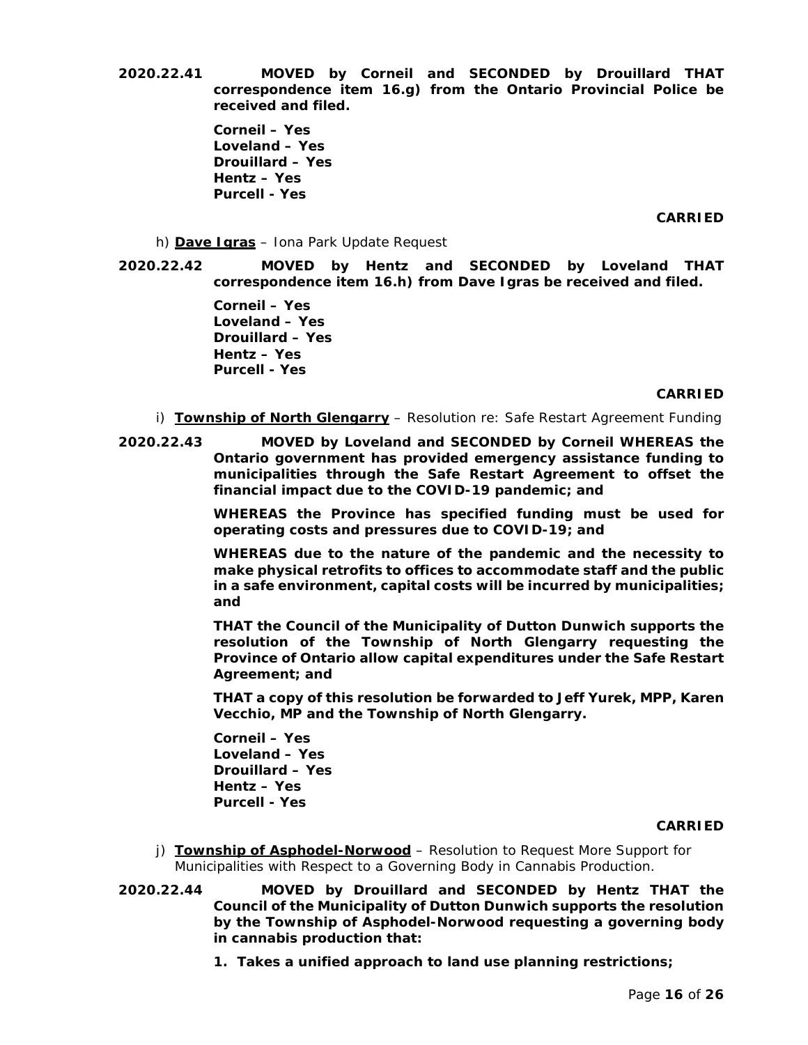**2020.22.41 MOVED by Corneil and SECONDED by Drouillard THAT correspondence item 16.g) from the Ontario Provincial Police be received and filed.**

**Corneil – Yes**
**Loveland – Yes**
**Drouillard – Yes**
**Hentz – Yes**
**Purcell - Yes**

**CARRIED**

h) **Dave Igras** – *Iona Park Update Request*

**2020.22.42 MOVED by Hentz and SECONDED by Loveland THAT correspondence item 16.h) from Dave Igras be received and filed.**

**Corneil – Yes**
**Loveland – Yes**
**Drouillard – Yes**
**Hentz – Yes**
**Purcell - Yes**

**CARRIED**

i) **Township of North Glengarry** – *Resolution re: Safe Restart Agreement Funding*

**2020.22.43 MOVED by Loveland and SECONDED by Corneil WHEREAS the Ontario government has provided emergency assistance funding to municipalities through the Safe Restart Agreement to offset the financial impact due to the COVID-19 pandemic; and**

**WHEREAS the Province has specified funding must be used for operating costs and pressures due to COVID-19; and**

**WHEREAS due to the nature of the pandemic and the necessity to make physical retrofits to offices to accommodate staff and the public in a safe environment, capital costs will be incurred by municipalities; and**

**THAT the Council of the Municipality of Dutton Dunwich supports the resolution of the Township of North Glengarry requesting the Province of Ontario allow capital expenditures under the Safe Restart Agreement; and**

**THAT a copy of this resolution be forwarded to Jeff Yurek, MPP, Karen Vecchio, MP and the Township of North Glengarry.**

**Corneil – Yes**
**Loveland – Yes**
**Drouillard – Yes**
**Hentz – Yes**
**Purcell - Yes**

**CARRIED**

j) **Township of Asphodel-Norwood** – *Resolution to Request More Support for Municipalities with Respect to a Governing Body in Cannabis Production.*

**2020.22.44 MOVED by Drouillard and SECONDED by Hentz THAT the Council of the Municipality of Dutton Dunwich supports the resolution by the Township of Asphodel-Norwood requesting a governing body in cannabis production that:**

1. **Takes a unified approach to land use planning restrictions;**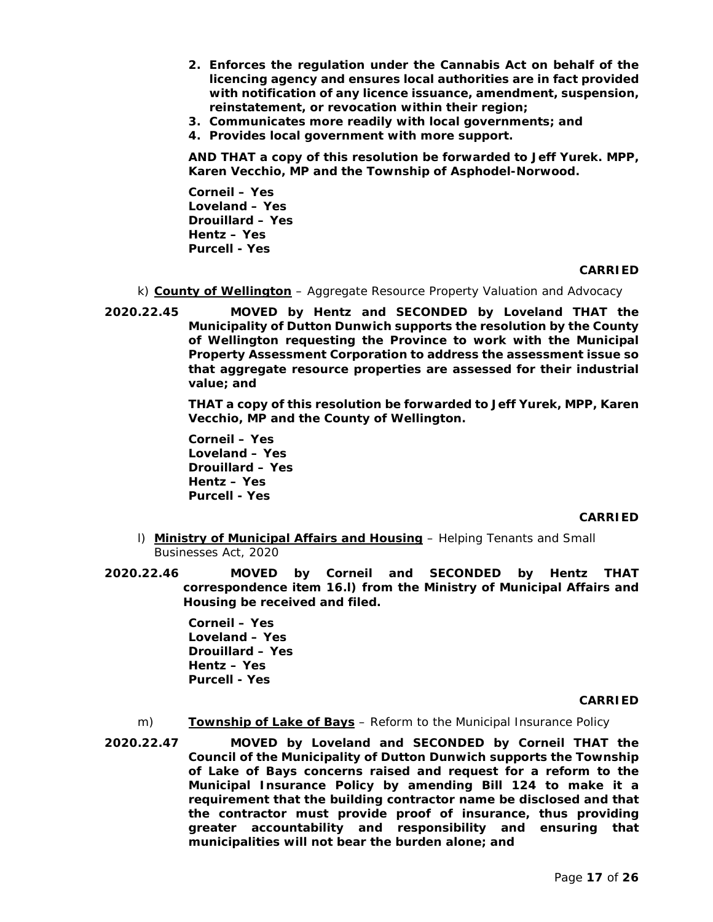2. **Enforces the regulation under the Cannabis Act on behalf of the licencing agency and ensures local authorities are in fact provided with notification of any licence issuance, amendment, suspension, reinstatement, or revocation within their region;**
3. **Communicates more readily with local governments; and**
4. **Provides local government with more support.**

**AND THAT a copy of this resolution be forwarded to Jeff Yurek. MPP, Karen Vecchio, MP and the Township of Asphodel-Norwood.**

**Corneil – Yes**
**Loveland – Yes**
**Drouillard – Yes**
**Hentz – Yes**
**Purcell - Yes**

**CARRIED**

k) **County of Wellington** – Aggregate Resource Property Valuation and Advocacy

**2020.22.45** **MOVED by Hentz and SECONDED by Loveland THAT the Municipality of Dutton Dunwich supports the resolution by the County of Wellington requesting the Province to work with the Municipal Property Assessment Corporation to address the assessment issue so that aggregate resource properties are assessed for their industrial value; and**

**THAT a copy of this resolution be forwarded to Jeff Yurek, MPP, Karen Vecchio, MP and the County of Wellington.**

**Corneil – Yes**
**Loveland – Yes**
**Drouillard – Yes**
**Hentz – Yes**
**Purcell - Yes**

**CARRIED**

l) **Ministry of Municipal Affairs and Housing** – Helping Tenants and Small Businesses Act, 2020

**2020.22.46** **MOVED by Corneil and SECONDED by Hentz THAT correspondence item 16.l) from the Ministry of Municipal Affairs and Housing be received and filed.**

**Corneil – Yes**
**Loveland – Yes**
**Drouillard – Yes**
**Hentz – Yes**
**Purcell - Yes**

**CARRIED**

m) **Township of Lake of Bays** – Reform to the Municipal Insurance Policy

**2020.22.47** **MOVED by Loveland and SECONDED by Corneil THAT the Council of the Municipality of Dutton Dunwich supports the Township of Lake of Bays concerns raised and request for a reform to the Municipal Insurance Policy by amending Bill 124 to make it a requirement that the building contractor name be disclosed and that the contractor must provide proof of insurance, thus providing greater accountability and responsibility and ensuring that municipalities will not bear the burden alone; and**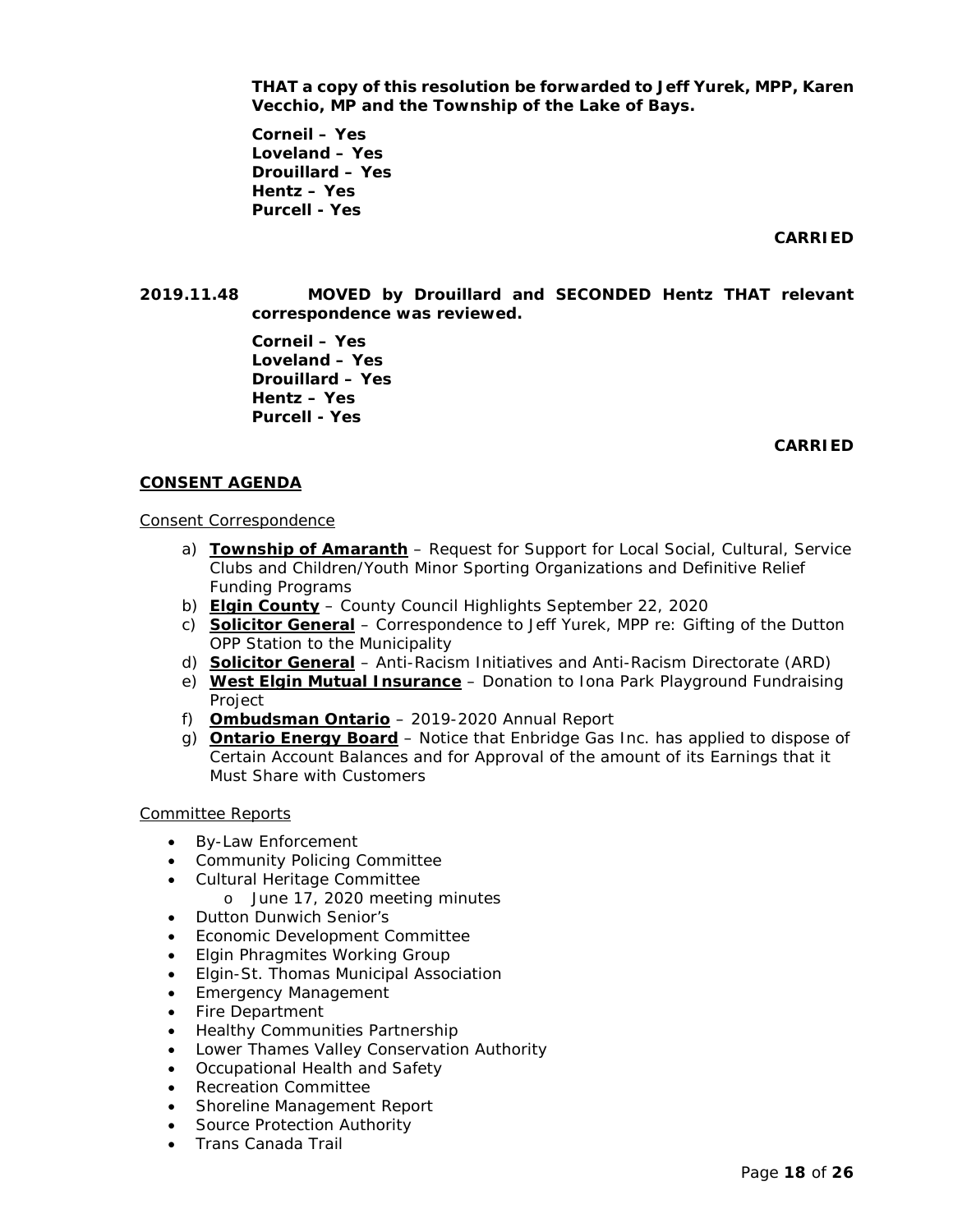**THAT a copy of this resolution be forwarded to Jeff Yurek, MPP, Karen Vecchio, MP and the Township of the Lake of Bays.**

**Corneil – Yes**
**Loveland – Yes**
**Drouillard – Yes**
**Hentz – Yes**
**Purcell - Yes**

**CARRIED**

**2019.11.48 MOVED by Drouillard and SECONDED Hentz THAT relevant correspondence was reviewed.**

**Corneil – Yes**
**Loveland – Yes**
**Drouillard – Yes**
**Hentz – Yes**
**Purcell - Yes**

**CARRIED**

## CONSENT AGENDA

Consent Correspondence

a) **Township of Amaranth** – Request for Support for Local Social, Cultural, Service Clubs and Children/Youth Minor Sporting Organizations and Definitive Relief Funding Programs
b) **Elgin County** – County Council Highlights September 22, 2020
c) **Solicitor General** – Correspondence to Jeff Yurek, MPP re: Gifting of the Dutton OPP Station to the Municipality
d) **Solicitor General** – Anti-Racism Initiatives and Anti-Racism Directorate (ARD)
e) **West Elgin Mutual Insurance** – Donation to Iona Park Playground Fundraising Project
f) **Ombudsman Ontario** – 2019-2020 Annual Report
g) **Ontario Energy Board** – Notice that Enbridge Gas Inc. has applied to dispose of Certain Account Balances and for Approval of the amount of its Earnings that it Must Share with Customers

Committee Reports

- By-Law Enforcement
- Community Policing Committee
- Cultural Heritage Committee
  - June 17, 2020 meeting minutes
- Dutton Dunwich Senior's
- Economic Development Committee
- Elgin Phragmites Working Group
- Elgin-St. Thomas Municipal Association
- Emergency Management
- Fire Department
- Healthy Communities Partnership
- Lower Thames Valley Conservation Authority
- Occupational Health and Safety
- Recreation Committee
- Shoreline Management Report
- Source Protection Authority
- Trans Canada Trail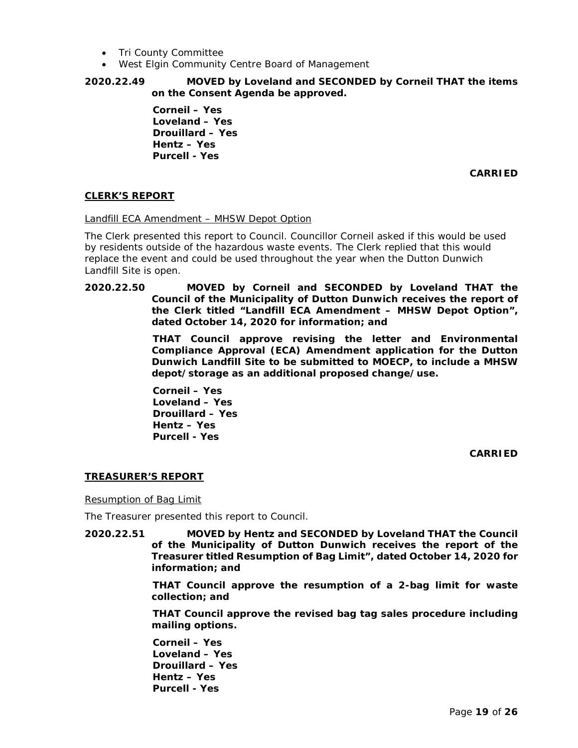- Tri County Committee
- West Elgin Community Centre Board of Management

**2020.22.49 MOVED by Loveland and SECONDED by Corneil THAT the items on the Consent Agenda be approved.**

**Corneil – Yes**
**Loveland – Yes**
**Drouillard – Yes**
**Hentz – Yes**
**Purcell - Yes**

**CARRIED**

## CLERK'S REPORT

Landfill ECA Amendment – MHSW Depot Option

The Clerk presented this report to Council. Councillor Corneil asked if this would be used by residents outside of the hazardous waste events. The Clerk replied that this would replace the event and could be used throughout the year when the Dutton Dunwich Landfill Site is open.

**2020.22.50 MOVED by Corneil and SECONDED by Loveland THAT the Council of the Municipality of Dutton Dunwich receives the report of the Clerk titled "Landfill ECA Amendment – MHSW Depot Option", dated October 14, 2020 for information; and**

**THAT Council approve revising the letter and Environmental Compliance Approval (ECA) Amendment application for the Dutton Dunwich Landfill Site to be submitted to MOECP, to include a MHSW depot/storage as an additional proposed change/use.**

**Corneil – Yes**
**Loveland – Yes**
**Drouillard – Yes**
**Hentz – Yes**
**Purcell - Yes**

**CARRIED**

## TREASURER'S REPORT

Resumption of Bag Limit

The Treasurer presented this report to Council.

**2020.22.51 MOVED by Hentz and SECONDED by Loveland THAT the Council of the Municipality of Dutton Dunwich receives the report of the Treasurer titled Resumption of Bag Limit", dated October 14, 2020 for information; and**

**THAT Council approve the resumption of a 2-bag limit for waste collection; and**

**THAT Council approve the revised bag tag sales procedure including mailing options.**

**Corneil – Yes**
**Loveland – Yes**
**Drouillard – Yes**
**Hentz – Yes**
**Purcell - Yes**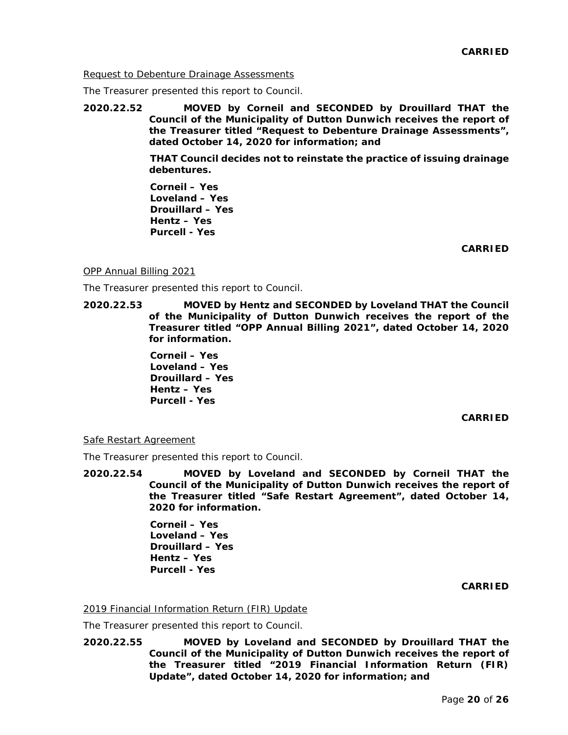**CARRIED**

Request to Debenture Drainage Assessments

The Treasurer presented this report to Council.

**2020.22.52 MOVED by Corneil and SECONDED by Drouillard THAT the Council of the Municipality of Dutton Dunwich receives the report of the Treasurer titled "Request to Debenture Drainage Assessments", dated October 14, 2020 for information; and**

**THAT Council decides not to reinstate the practice of issuing drainage debentures.**

**Corneil – Yes**
**Loveland – Yes**
**Drouillard – Yes**
**Hentz – Yes**
**Purcell - Yes**

**CARRIED**

OPP Annual Billing 2021

The Treasurer presented this report to Council.

**2020.22.53 MOVED by Hentz and SECONDED by Loveland THAT the Council of the Municipality of Dutton Dunwich receives the report of the Treasurer titled "OPP Annual Billing 2021", dated October 14, 2020 for information.**

**Corneil – Yes**
**Loveland – Yes**
**Drouillard – Yes**
**Hentz – Yes**
**Purcell - Yes**

**CARRIED**

Safe Restart Agreement

The Treasurer presented this report to Council.

**2020.22.54 MOVED by Loveland and SECONDED by Corneil THAT the Council of the Municipality of Dutton Dunwich receives the report of the Treasurer titled "Safe Restart Agreement", dated October 14, 2020 for information.**

**Corneil – Yes**
**Loveland – Yes**
**Drouillard – Yes**
**Hentz – Yes**
**Purcell - Yes**

**CARRIED**

2019 Financial Information Return (FIR) Update

The Treasurer presented this report to Council.

**2020.22.55 MOVED by Loveland and SECONDED by Drouillard THAT the Council of the Municipality of Dutton Dunwich receives the report of the Treasurer titled "2019 Financial Information Return (FIR) Update", dated October 14, 2020 for information; and**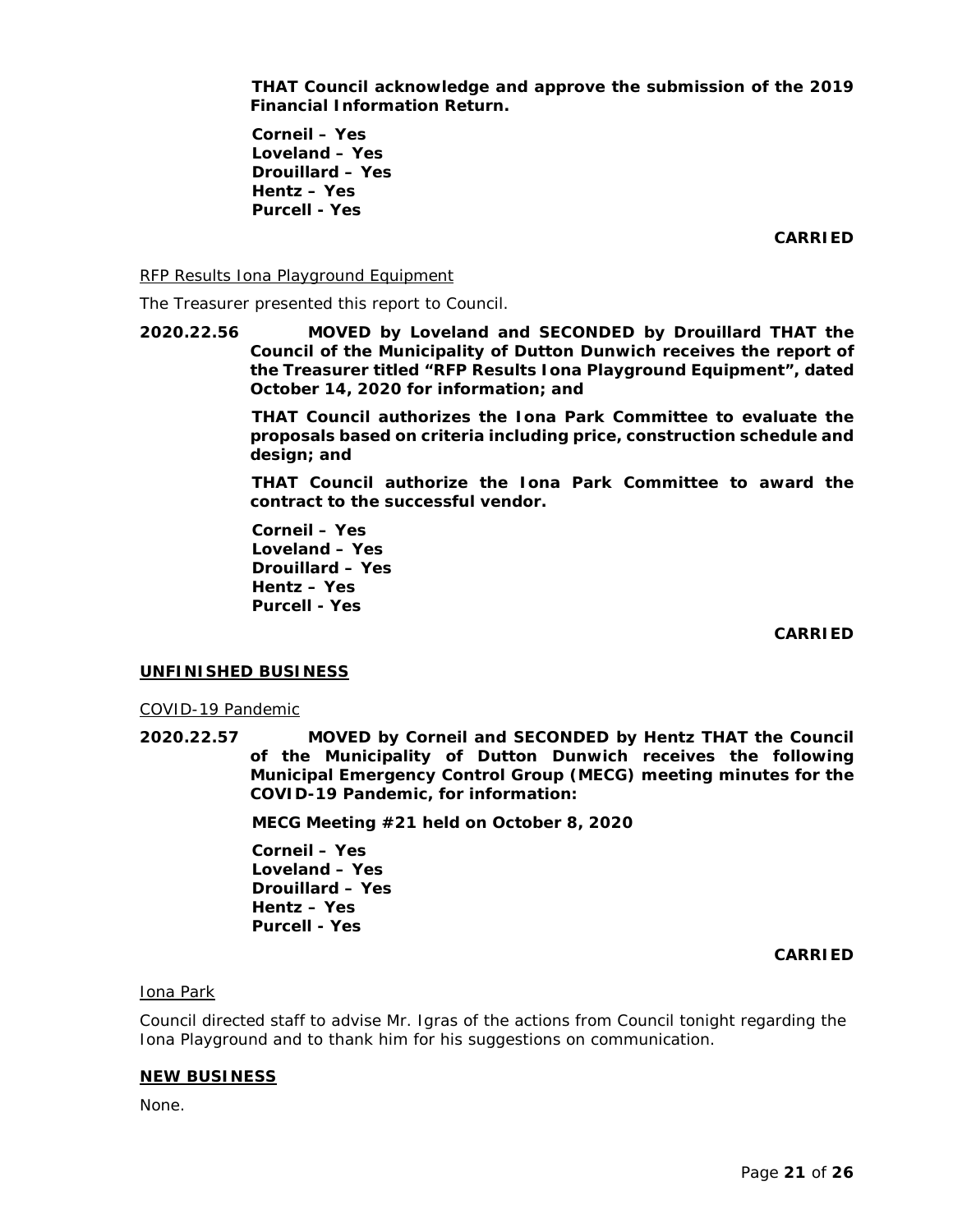**THAT Council acknowledge and approve the submission of the 2019 Financial Information Return.**

**Corneil – Yes**
**Loveland – Yes**
**Drouillard – Yes**
**Hentz – Yes**
**Purcell - Yes**

**CARRIED**

RFP Results Iona Playground Equipment

The Treasurer presented this report to Council.

**2020.22.56 MOVED by Loveland and SECONDED by Drouillard THAT the Council of the Municipality of Dutton Dunwich receives the report of the Treasurer titled "RFP Results Iona Playground Equipment", dated October 14, 2020 for information; and**

**THAT Council authorizes the Iona Park Committee to evaluate the proposals based on criteria including price, construction schedule and design; and**

**THAT Council authorize the Iona Park Committee to award the contract to the successful vendor.**

**Corneil – Yes**
**Loveland – Yes**
**Drouillard – Yes**
**Hentz – Yes**
**Purcell - Yes**

**CARRIED**

## UNFINISHED BUSINESS

COVID-19 Pandemic

**2020.22.57 MOVED by Corneil and SECONDED by Hentz THAT the Council of the Municipality of Dutton Dunwich receives the following Municipal Emergency Control Group (MECG) meeting minutes for the COVID-19 Pandemic, for information:**

**MECG Meeting #21 held on October 8, 2020**

**Corneil – Yes**
**Loveland – Yes**
**Drouillard – Yes**
**Hentz – Yes**
**Purcell - Yes**

**CARRIED**

Iona Park

Council directed staff to advise Mr. Igras of the actions from Council tonight regarding the Iona Playground and to thank him for his suggestions on communication.

## NEW BUSINESS

None.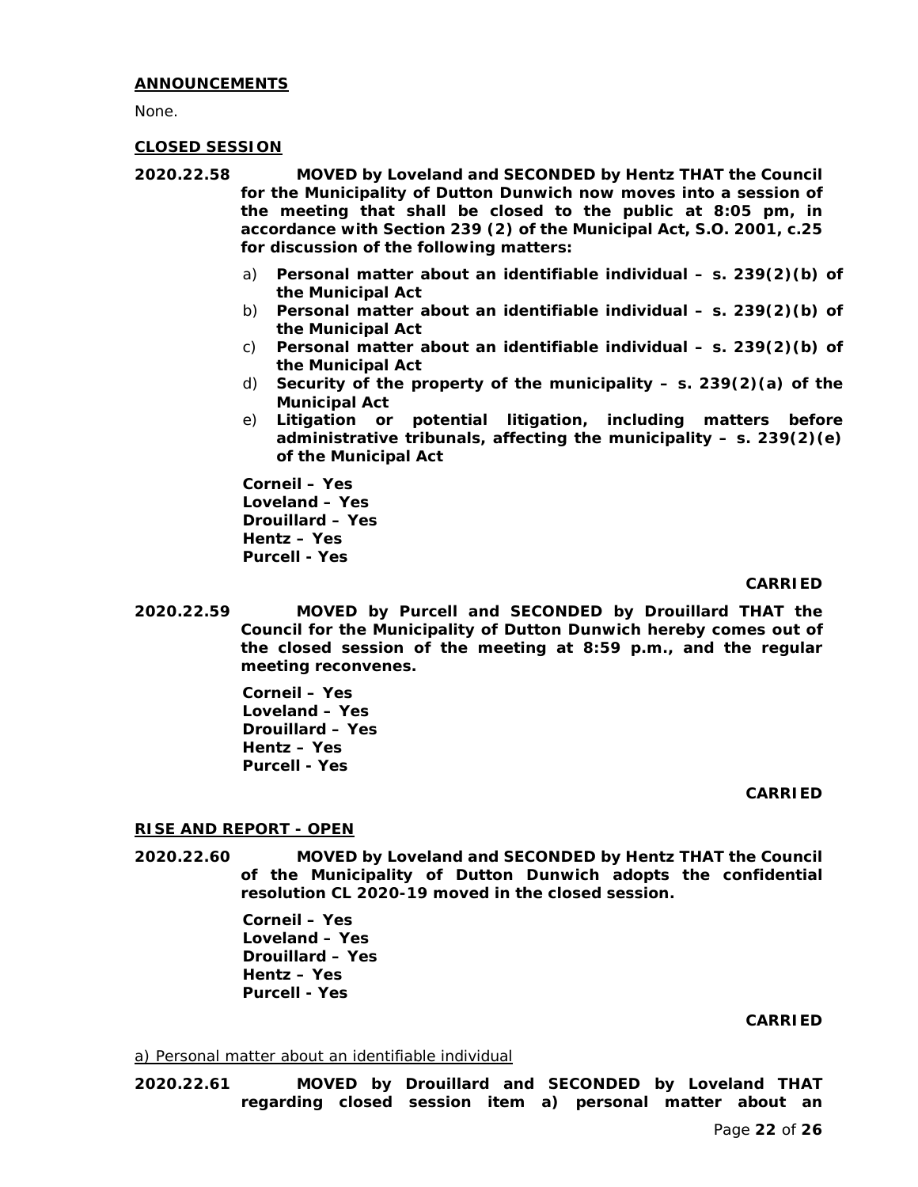**ANNOUNCEMENTS**

None.

**CLOSED SESSION**

**2020.22.58** **MOVED by Loveland and SECONDED by Hentz THAT the Council for the Municipality of Dutton Dunwich now moves into a session of the meeting that shall be closed to the public at 8:05 pm, in accordance with Section 239 (2) of the Municipal Act, S.O. 2001, c.25 for discussion of the following matters:**

a) **Personal matter about an identifiable individual – s. 239(2)(b) of the Municipal Act**
b) **Personal matter about an identifiable individual – s. 239(2)(b) of the Municipal Act**
c) **Personal matter about an identifiable individual – s. 239(2)(b) of the Municipal Act**
d) **Security of the property of the municipality – s. 239(2)(a) of the Municipal Act**
e) **Litigation or potential litigation, including matters before administrative tribunals, affecting the municipality – s. 239(2)(e) of the Municipal Act**

**Corneil – Yes**
**Loveland – Yes**
**Drouillard – Yes**
**Hentz – Yes**
**Purcell - Yes**

**CARRIED**

**2020.22.59** **MOVED by Purcell and SECONDED by Drouillard THAT the Council for the Municipality of Dutton Dunwich hereby comes out of the closed session of the meeting at 8:59 p.m., and the regular meeting reconvenes.**

**Corneil – Yes**
**Loveland – Yes**
**Drouillard – Yes**
**Hentz – Yes**
**Purcell - Yes**

**CARRIED**

**RISE AND REPORT - OPEN**

**2020.22.60** **MOVED by Loveland and SECONDED by Hentz THAT the Council of the Municipality of Dutton Dunwich adopts the confidential resolution CL 2020-19 moved in the closed session.**

**Corneil – Yes**
**Loveland – Yes**
**Drouillard – Yes**
**Hentz – Yes**
**Purcell - Yes**

**CARRIED**

a) Personal matter about an identifiable individual

**2020.22.61** **MOVED by Drouillard and SECONDED by Loveland THAT regarding closed session item a) personal matter about an**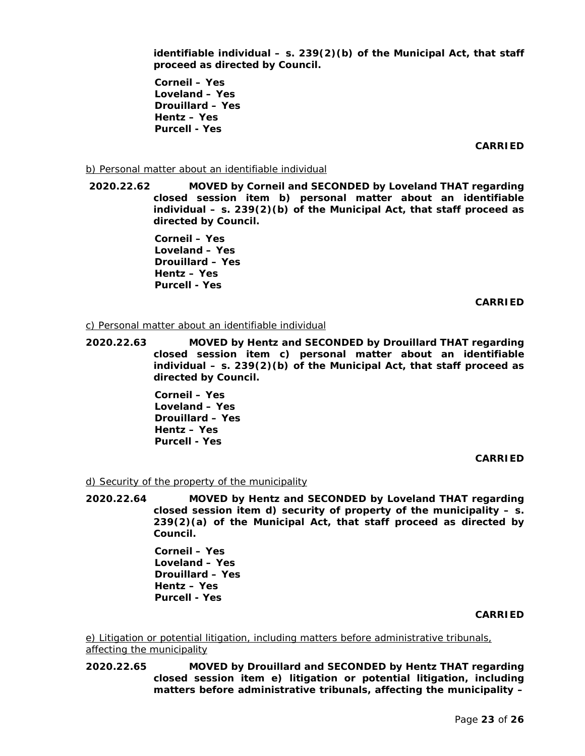**identifiable individual – s. 239(2)(b) of the Municipal Act, that staff proceed as directed by Council.**

**Corneil – Yes**
**Loveland – Yes**
**Drouillard – Yes**
**Hentz – Yes**
**Purcell - Yes**

**CARRIED**

<u>b) Personal matter about an identifiable individual</u>

**2020.22.62 MOVED by Corneil and SECONDED by Loveland THAT regarding closed session item b) personal matter about an identifiable individual – s. 239(2)(b) of the Municipal Act, that staff proceed as directed by Council.**

**Corneil – Yes**
**Loveland – Yes**
**Drouillard – Yes**
**Hentz – Yes**
**Purcell - Yes**

**CARRIED**

<u>c) Personal matter about an identifiable individual</u>

**2020.22.63 MOVED by Hentz and SECONDED by Drouillard THAT regarding closed session item c) personal matter about an identifiable individual – s. 239(2)(b) of the Municipal Act, that staff proceed as directed by Council.**

**Corneil – Yes**
**Loveland – Yes**
**Drouillard – Yes**
**Hentz – Yes**
**Purcell - Yes**

**CARRIED**

<u>d) Security of the property of the municipality</u>

**2020.22.64 MOVED by Hentz and SECONDED by Loveland THAT regarding closed session item d) security of property of the municipality – s. 239(2)(a) of the Municipal Act, that staff proceed as directed by Council.**

**Corneil – Yes**
**Loveland – Yes**
**Drouillard – Yes**
**Hentz – Yes**
**Purcell - Yes**

**CARRIED**

<u>e) Litigation or potential litigation, including matters before administrative tribunals, affecting the municipality</u>

**2020.22.65 MOVED by Drouillard and SECONDED by Hentz THAT regarding closed session item e) litigation or potential litigation, including matters before administrative tribunals, affecting the municipality –**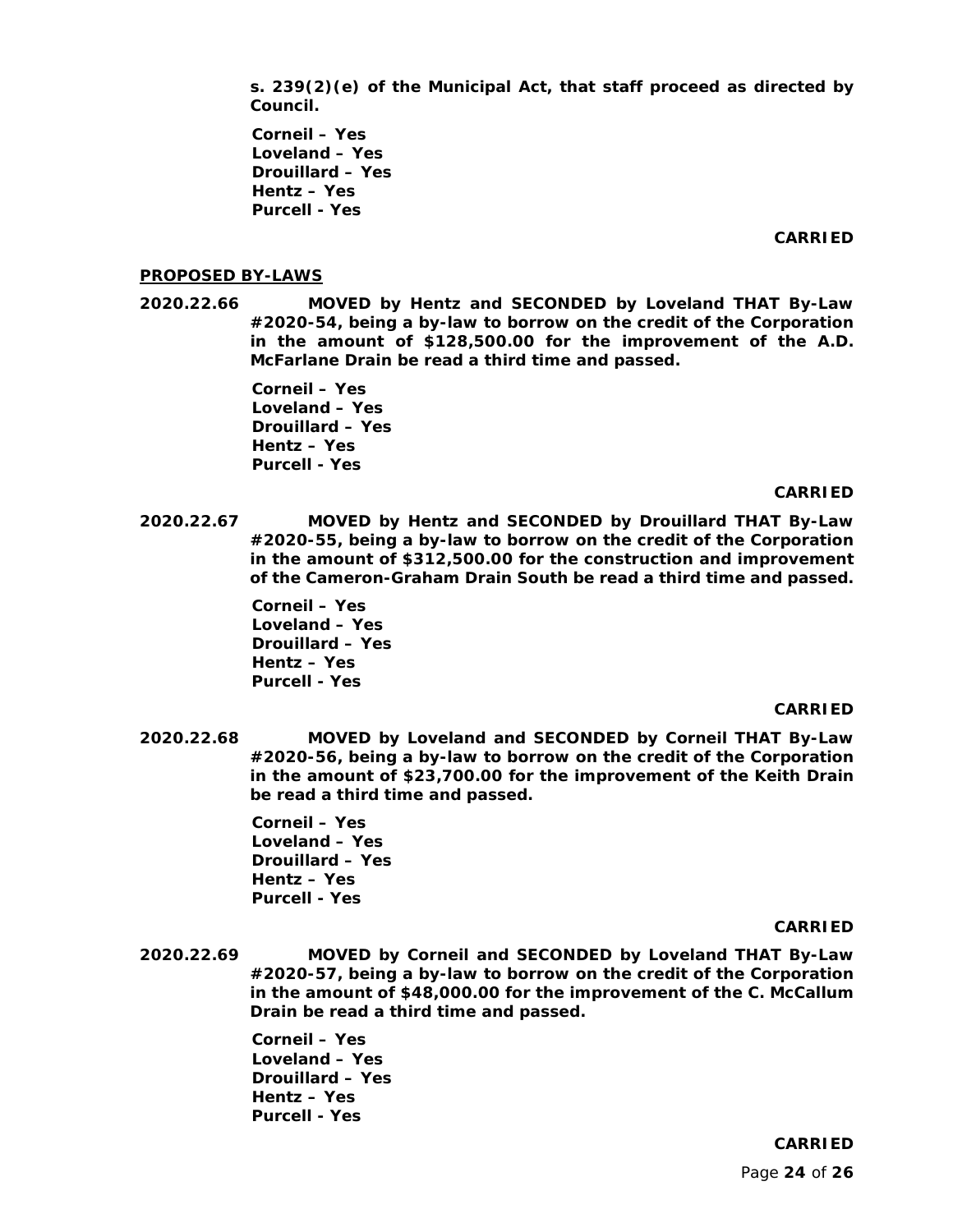**s. 239(2)(e) of the Municipal Act, that staff proceed as directed by Council.**

**Corneil – Yes**
**Loveland – Yes**
**Drouillard – Yes**
**Hentz – Yes**
**Purcell - Yes**

**CARRIED**

**PROPOSED BY-LAWS**

**2020.22.66 MOVED by Hentz and SECONDED by Loveland THAT By-Law #2020-54, being a by-law to borrow on the credit of the Corporation in the amount of $128,500.00 for the improvement of the A.D. McFarlane Drain be read a third time and passed.**

**Corneil – Yes**
**Loveland – Yes**
**Drouillard – Yes**
**Hentz – Yes**
**Purcell - Yes**

**CARRIED**

**2020.22.67 MOVED by Hentz and SECONDED by Drouillard THAT By-Law #2020-55, being a by-law to borrow on the credit of the Corporation in the amount of $312,500.00 for the construction and improvement of the Cameron-Graham Drain South be read a third time and passed.**

**Corneil – Yes**
**Loveland – Yes**
**Drouillard – Yes**
**Hentz – Yes**
**Purcell - Yes**

**CARRIED**

**2020.22.68 MOVED by Loveland and SECONDED by Corneil THAT By-Law #2020-56, being a by-law to borrow on the credit of the Corporation in the amount of $23,700.00 for the improvement of the Keith Drain be read a third time and passed.**

**Corneil – Yes**
**Loveland – Yes**
**Drouillard – Yes**
**Hentz – Yes**
**Purcell - Yes**

**CARRIED**

**2020.22.69 MOVED by Corneil and SECONDED by Loveland THAT By-Law #2020-57, being a by-law to borrow on the credit of the Corporation in the amount of $48,000.00 for the improvement of the C. McCallum Drain be read a third time and passed.**

**Corneil – Yes**
**Loveland – Yes**
**Drouillard – Yes**
**Hentz – Yes**
**Purcell - Yes**

**CARRIED**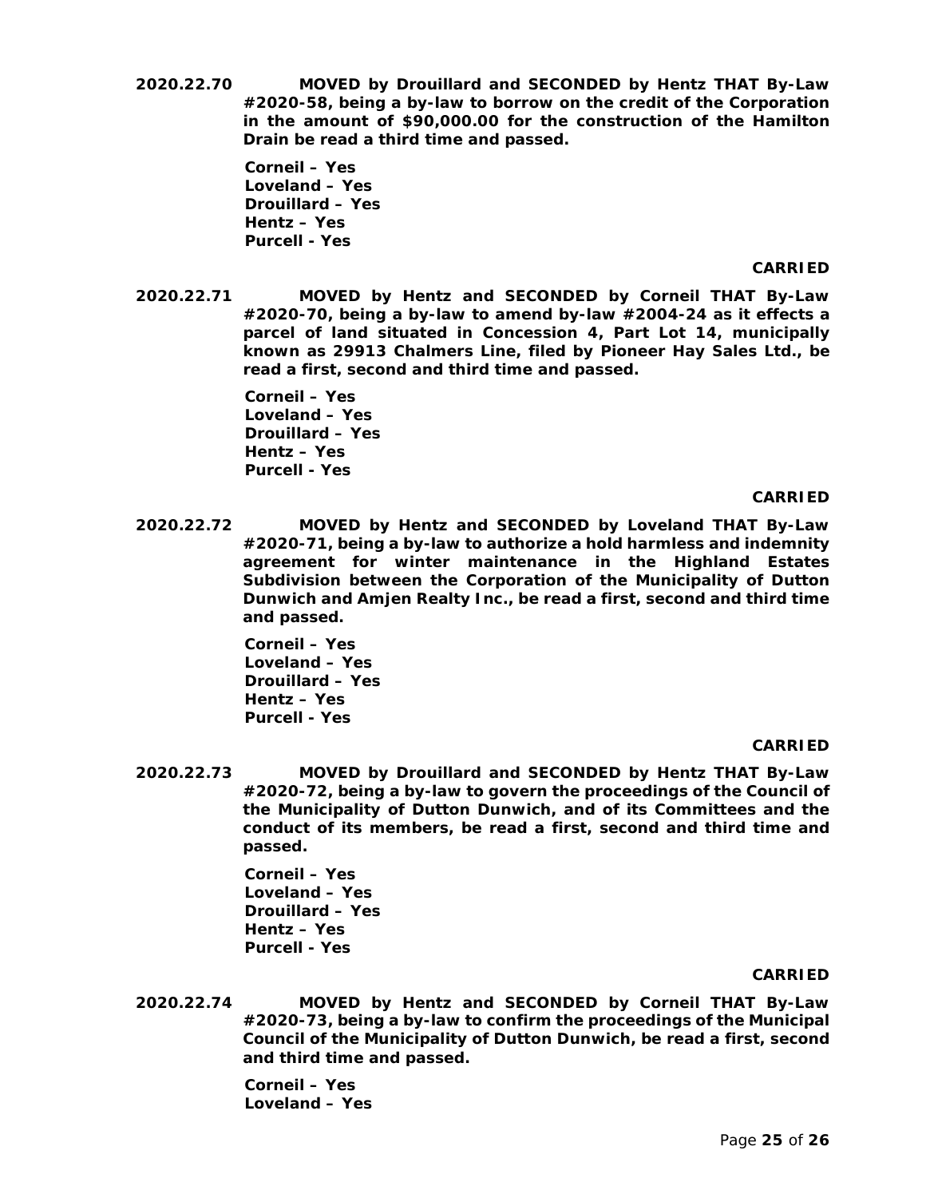**2020.22.70** **MOVED by Drouillard and SECONDED by Hentz THAT By-Law #2020-58, being a by-law to borrow on the credit of the Corporation in the amount of $90,000.00 for the construction of the Hamilton Drain be read a third time and passed.**

**Corneil – Yes**
**Loveland – Yes**
**Drouillard – Yes**
**Hentz – Yes**
**Purcell - Yes**

**CARRIED**

**2020.22.71** **MOVED by Hentz and SECONDED by Corneil THAT By-Law #2020-70, being a by-law to amend by-law #2004-24 as it effects a parcel of land situated in Concession 4, Part Lot 14, municipally known as 29913 Chalmers Line, filed by Pioneer Hay Sales Ltd., be read a first, second and third time and passed.**

**Corneil – Yes**
**Loveland – Yes**
**Drouillard – Yes**
**Hentz – Yes**
**Purcell - Yes**

**CARRIED**

**2020.22.72** **MOVED by Hentz and SECONDED by Loveland THAT By-Law #2020-71, being a by-law to authorize a hold harmless and indemnity agreement for winter maintenance in the Highland Estates Subdivision between the Corporation of the Municipality of Dutton Dunwich and Amjen Realty Inc., be read a first, second and third time and passed.**

**Corneil – Yes**
**Loveland – Yes**
**Drouillard – Yes**
**Hentz – Yes**
**Purcell - Yes**

**CARRIED**

**2020.22.73** **MOVED by Drouillard and SECONDED by Hentz THAT By-Law #2020-72, being a by-law to govern the proceedings of the Council of the Municipality of Dutton Dunwich, and of its Committees and the conduct of its members, be read a first, second and third time and passed.**

**Corneil – Yes**
**Loveland – Yes**
**Drouillard – Yes**
**Hentz – Yes**
**Purcell - Yes**

**CARRIED**

**2020.22.74** **MOVED by Hentz and SECONDED by Corneil THAT By-Law #2020-73, being a by-law to confirm the proceedings of the Municipal Council of the Municipality of Dutton Dunwich, be read a first, second and third time and passed.**

**Corneil – Yes**
**Loveland – Yes**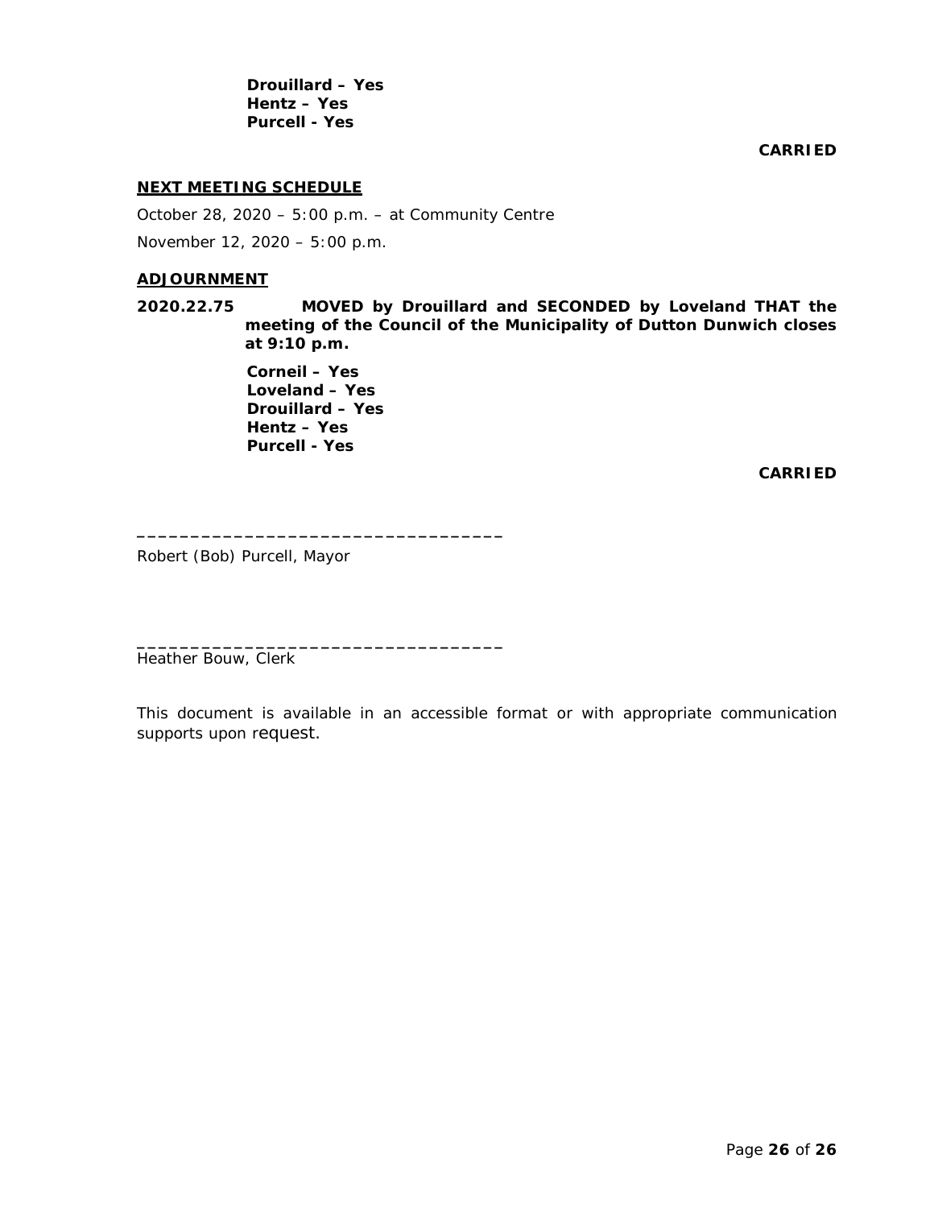**Drouillard – Yes**
**Hentz – Yes**
**Purcell - Yes**

**CARRIED**

**NEXT MEETING SCHEDULE**

October 28, 2020 – 5:00 p.m. – at Community Centre

November 12, 2020 – 5:00 p.m.

**ADJOURNMENT**

**2020.22.75 MOVED by Drouillard and SECONDED by Loveland THAT the meeting of the Council of the Municipality of Dutton Dunwich closes at 9:10 p.m.**

**Corneil – Yes**
**Loveland – Yes**
**Drouillard – Yes**
**Hentz – Yes**
**Purcell - Yes**

**CARRIED**

__________________________________
Robert (Bob) Purcell, Mayor

__________________________________
Heather Bouw, Clerk

This document is available in an accessible format or with appropriate communication supports upon request.